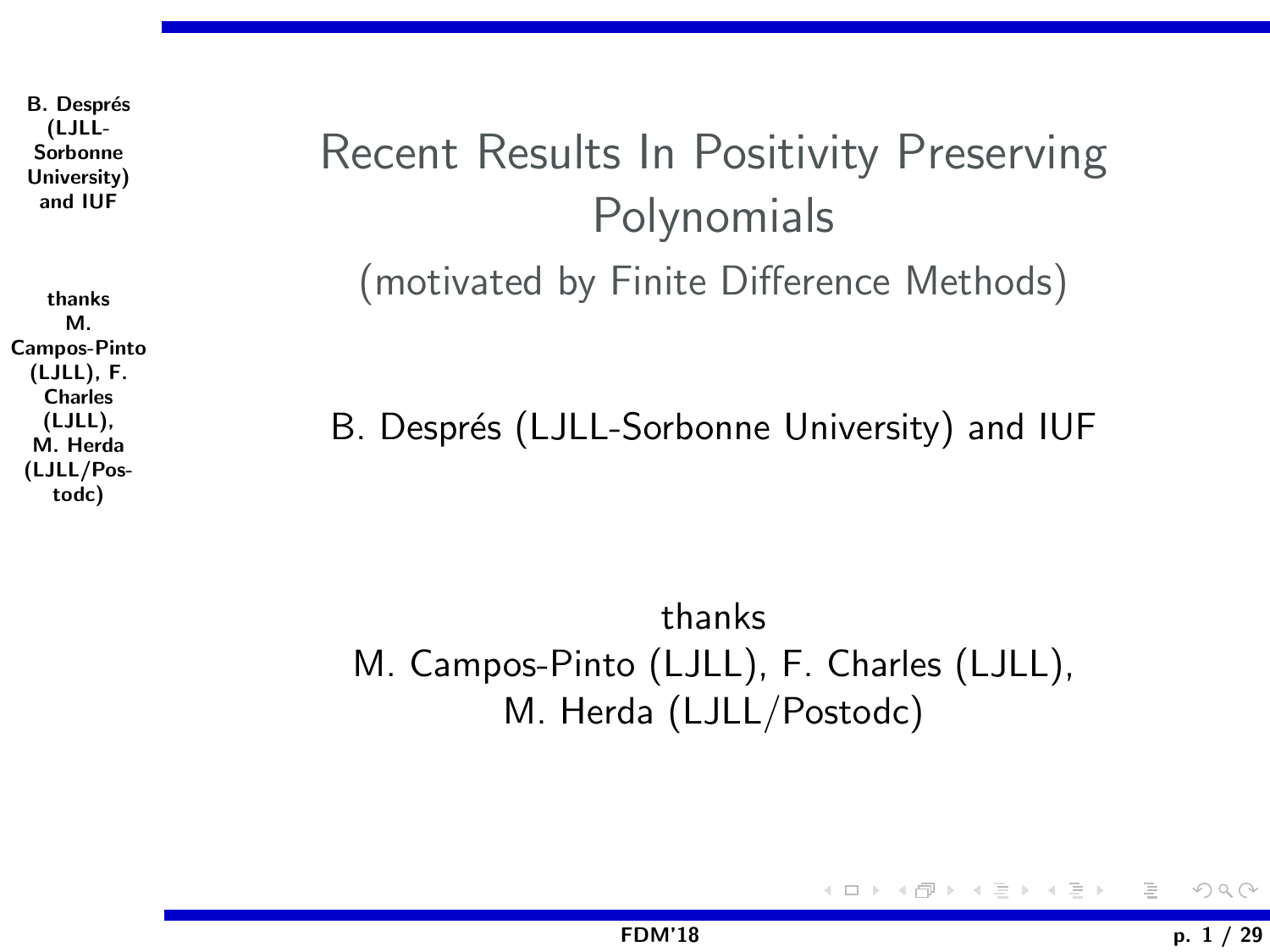# Recent Results In Positivity Preserving Polynomials

(motivated by Finite Difference Methods)

B. Després (LJLL-Sorbonne University) and IUF

thanks
M. Campos-Pinto (LJLL), F. Charles (LJLL),
M. Herda (LJLL/Postodc)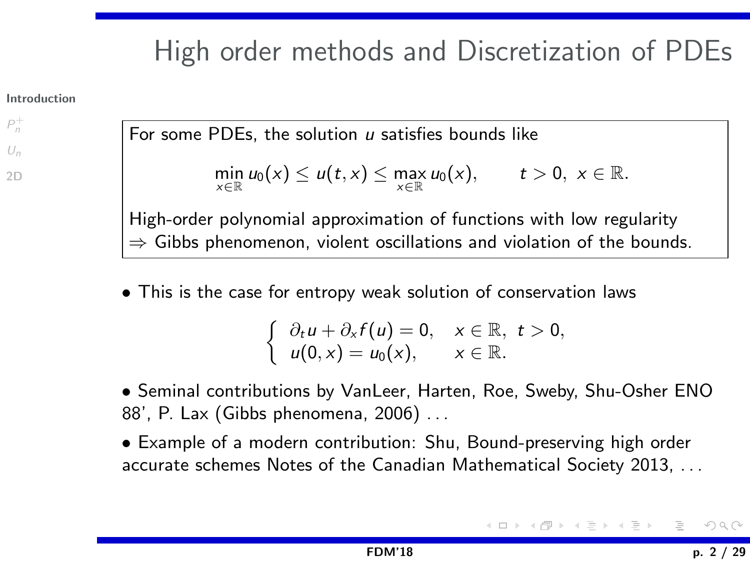# High order methods and Discretization of PDEs

For some PDEs, the solution $u$ satisfies bounds like

$$\min_{x\in\mathbb{R}} u_0(x) \le u(t,x) \le \max_{x\in\mathbb{R}} u_0(x), \qquad t>0,\ x\in\mathbb{R}.$$

High-order polynomial approximation of functions with low regularity $\Rightarrow$ Gibbs phenomenon, violent oscillations and violation of the bounds.

- This is the case for entropy weak solution of conservation laws

$$\begin{cases} \partial_t u + \partial_x f(u) = 0, & x\in\mathbb{R},\ t>0, \\ u(0,x) = u_0(x), & x\in\mathbb{R}. \end{cases}$$

- Seminal contributions by VanLeer, Harten, Roe, Sweby, Shu-Osher ENO 88', P. Lax (Gibbs phenomena, 2006) ...

- Example of a modern contribution: Shu, Bound-preserving high order accurate schemes Notes of the Canadian Mathematical Society 2013, ...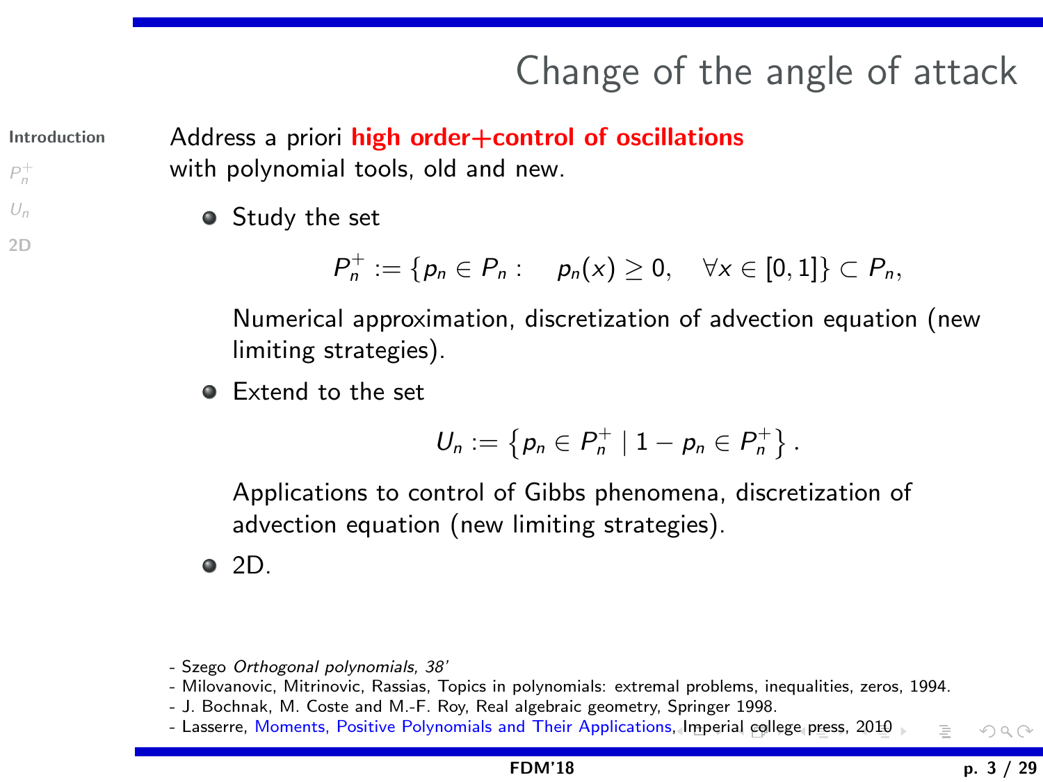# Change of the angle of attack

Address a priori **high order+control of oscillations** with polynomial tools, old and new.

- Study the set

$$P_n^+ := \{p_n \in P_n : \quad p_n(x) \geq 0, \quad \forall x \in [0,1]\} \subset P_n,$$

  Numerical approximation, discretization of advection equation (new limiting strategies).

- Extend to the set

$$U_n := \left\{p_n \in P_n^+ \mid 1 - p_n \in P_n^+\right\}.$$

  Applications to control of Gibbs phenomena, discretization of advection equation (new limiting strategies).

- 2D.

- Szego *Orthogonal polynomials, 38'*
- Milovanovic, Mitrinovic, Rassias, Topics in polynomials: extremal problems, inequalities, zeros, 1994.
- J. Bochnak, M. Coste and M.-F. Roy, Real algebraic geometry, Springer 1998.
- Lasserre, Moments, Positive Polynomials and Their Applications, Imperial college press, 2010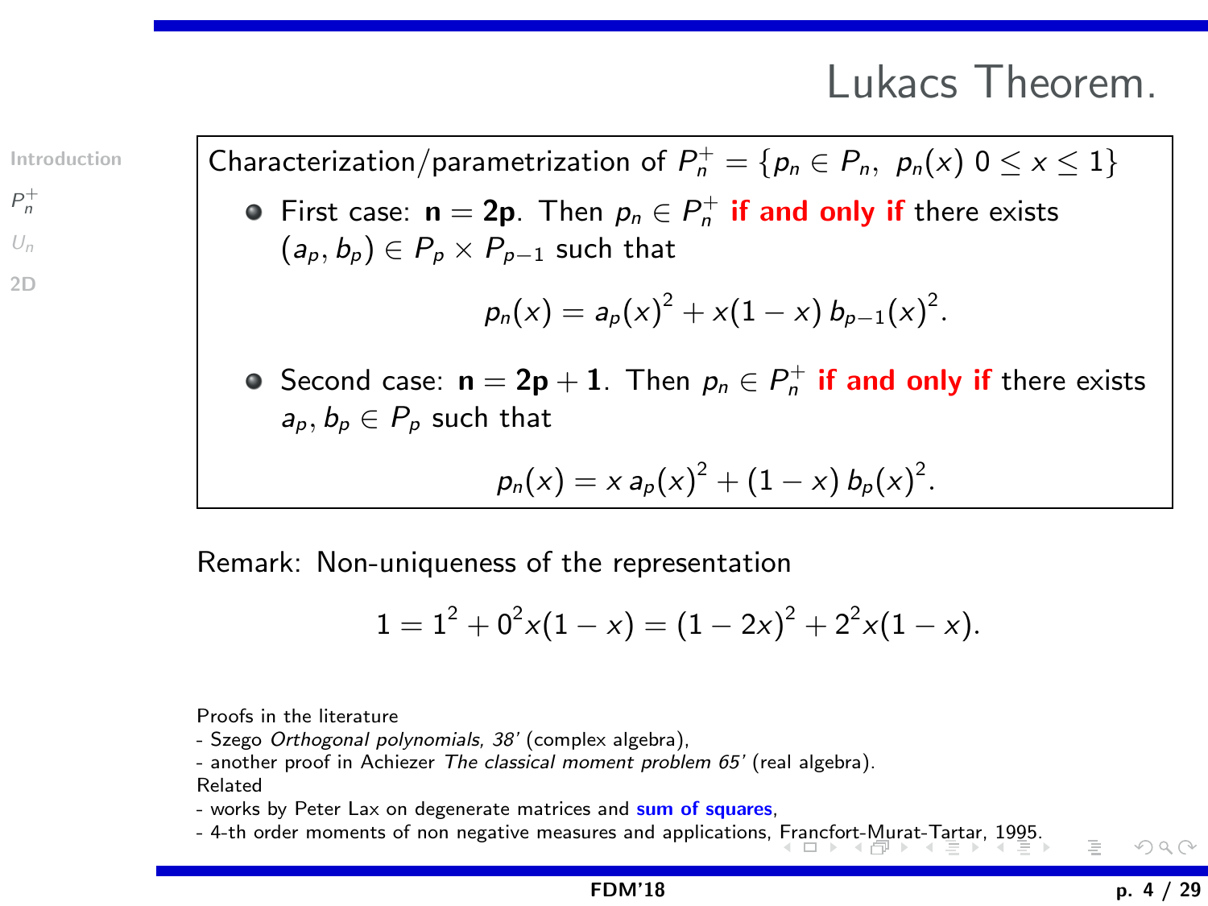# Lukacs Theorem.

Characterization/parametrization of $P_n^+ = \{p_n \in P_n,\ p_n(x)\ 0 \le x \le 1\}$

- First case: $\mathbf{n = 2p}$. Then $p_n \in P_n^+$ **if and only if** there exists $(a_p, b_p) \in P_p \times P_{p-1}$ such that

$$p_n(x) = a_p(x)^2 + x(1-x)\, b_{p-1}(x)^2.$$

- Second case: $\mathbf{n = 2p + 1}$. Then $p_n \in P_n^+$ **if and only if** there exists $a_p, b_p \in P_p$ such that

$$p_n(x) = x\, a_p(x)^2 + (1-x)\, b_p(x)^2.$$

Remark: Non-uniqueness of the representation

$$1 = 1^2 + 0^2 x(1-x) = (1-2x)^2 + 2^2 x(1-x).$$

Proofs in the literature
- Szego *Orthogonal polynomials, 38'* (complex algebra),
- another proof in Achiezer *The classical moment problem 65'* (real algebra).

Related
- works by Peter Lax on degenerate matrices and **sum of squares**,
- 4-th order moments of non negative measures and applications, Francfort-Murat-Tartar, 1995.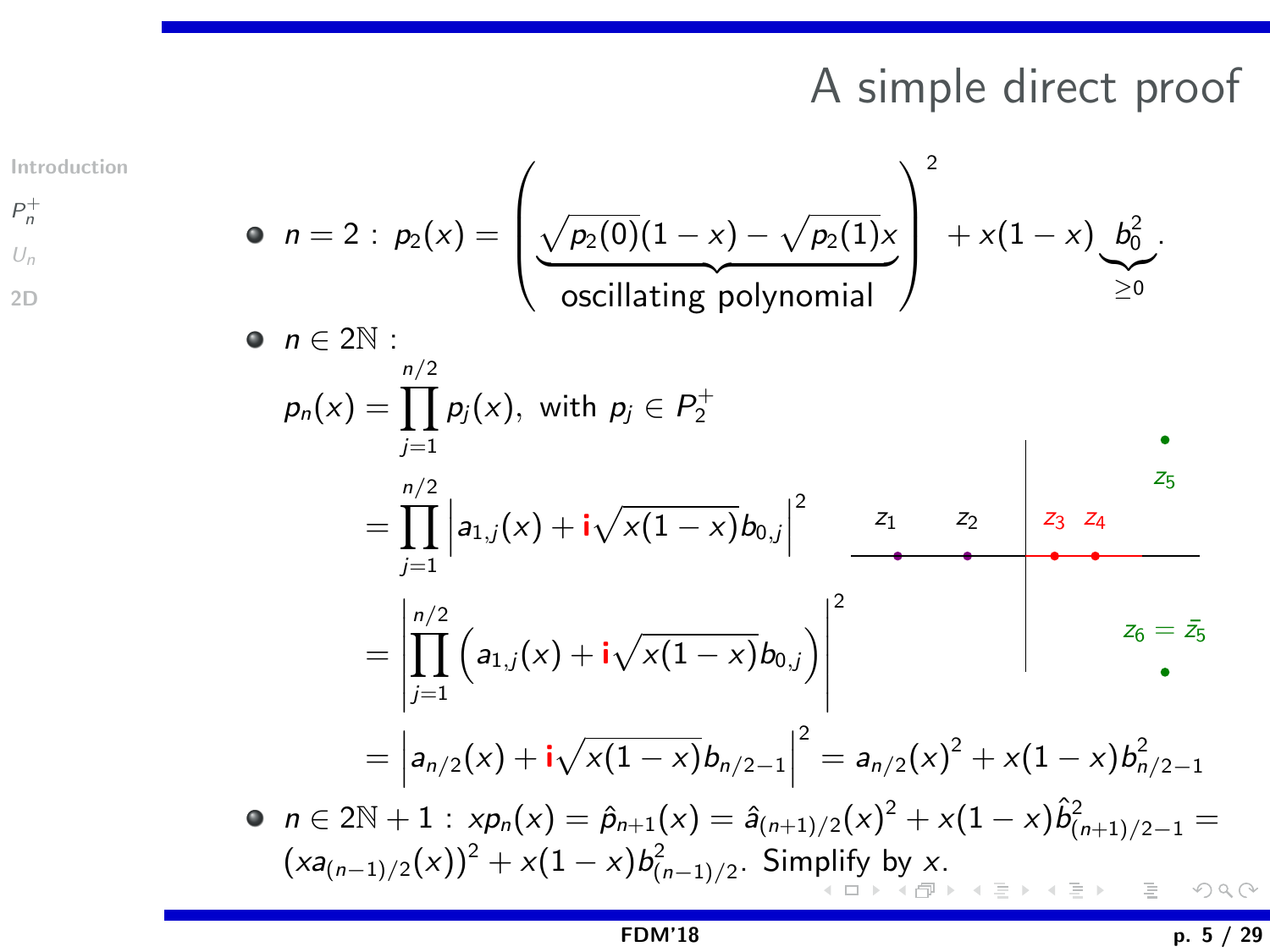# A simple direct proof

- $n = 2$ : $p_2(x) = \Bigg( \underbrace{\sqrt{p_2(0)}(1-x) - \sqrt{p_2(1)}x}_{\text{oscillating polynomial}} \Bigg)^2 + x(1-x) \underbrace{b_0^2}_{\geq 0}.$

- $n \in 2\mathbb{N}$ :

$$
\begin{aligned}
p_n(x) &= \prod_{j=1}^{n/2} p_j(x), \text{ with } p_j \in P_2^+ \\
&= \prod_{j=1}^{n/2} \left| a_{1,j}(x) + \mathbf{i}\sqrt{x(1-x)}b_{0,j} \right|^2 \\
&= \left| \prod_{j=1}^{n/2} \left( a_{1,j}(x) + \mathbf{i}\sqrt{x(1-x)}b_{0,j} \right) \right|^2 \\
&= \left| a_{n/2}(x) + \mathbf{i}\sqrt{x(1-x)}b_{n/2-1} \right|^2 = a_{n/2}(x)^2 + x(1-x)b_{n/2-1}^2
\end{aligned}
$$

$z_1$, $z_2$, $z_3$, $z_4$, $z_5$, $z_6 = \bar{z}_5$

- $n \in 2\mathbb{N}+1$ : $xp_n(x) = \hat{p}_{n+1}(x) = \hat{a}_{(n+1)/2}(x)^2 + x(1-x)\hat{b}_{(n+1)/2-1}^2 = (xa_{(n-1)/2}(x))^2 + x(1-x)b_{(n-1)/2}^2$. Simplify by $x$.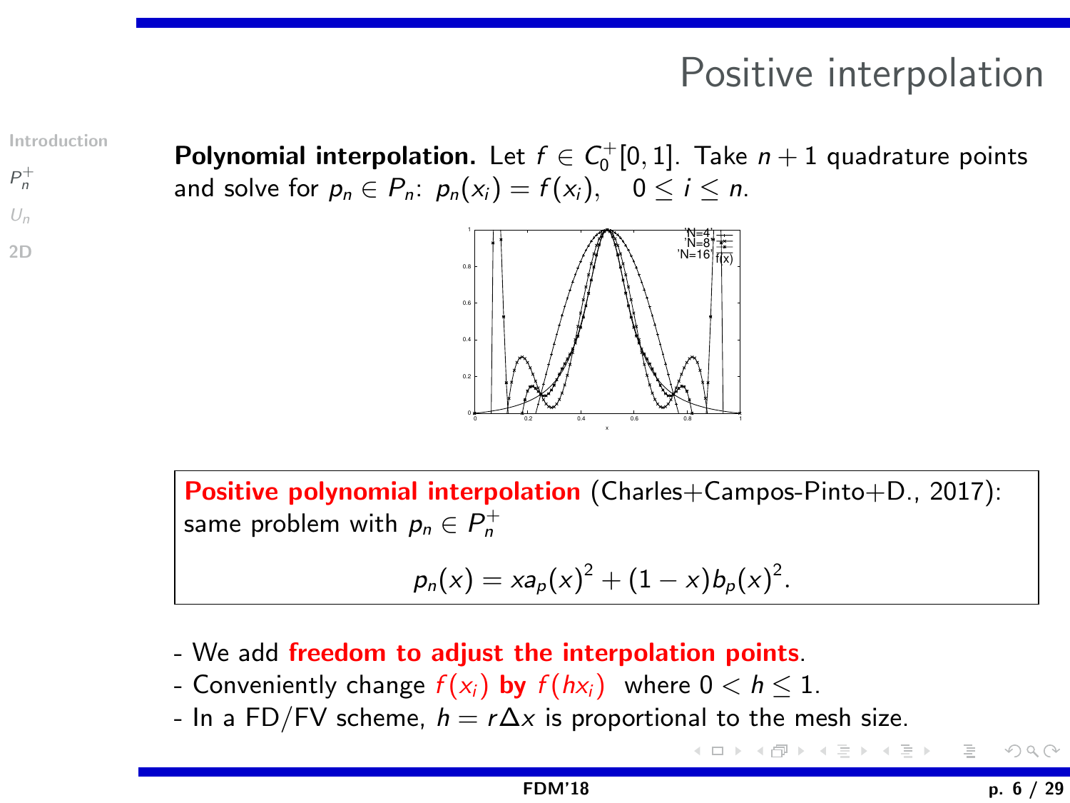# Positive interpolation

**Polynomial interpolation.** Let $f \in C_0^+[0,1]$. Take $n+1$ quadrature points and solve for $p_n \in P_n$: $p_n(x_i) = f(x_i), \quad 0 \le i \le n$.

**Positive polynomial interpolation** (Charles+Campos-Pinto+D., 2017): same problem with $p_n \in P_n^+$

$$p_n(x) = x a_p(x)^2 + (1-x) b_p(x)^2.$$

- We add **freedom to adjust the interpolation points**.
- Conveniently change $f(x_i)$ **by** $f(hx_i)$ where $0 < h \le 1$.
- In a FD/FV scheme, $h = r\Delta x$ is proportional to the mesh size.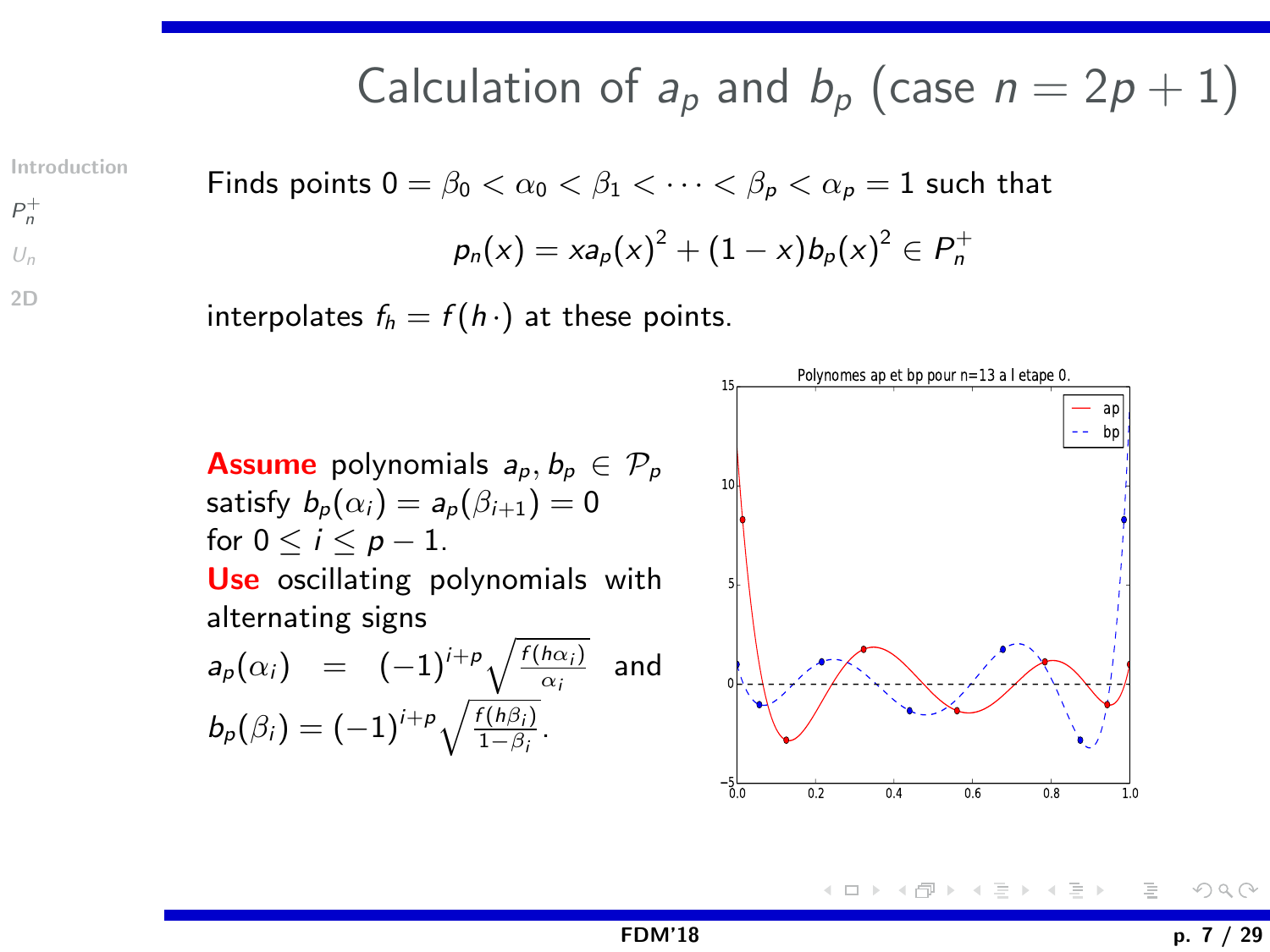# Calculation of $a_p$ and $b_p$ (case $n = 2p + 1$)

Finds points $0 = \beta_0 < \alpha_0 < \beta_1 < \cdots < \beta_p < \alpha_p = 1$ such that

$$p_n(x) = x a_p(x)^2 + (1 - x) b_p(x)^2 \in P_n^+$$

interpolates $f_h = f(h\cdot)$ at these points.

**Assume** polynomials $a_p, b_p \in \mathcal{P}_p$ satisfy $b_p(\alpha_i) = a_p(\beta_{i+1}) = 0$ for $0 \leq i \leq p - 1$.
**Use** oscillating polynomials with alternating signs $a_p(\alpha_i) = (-1)^{i+p}\sqrt{\frac{f(h\alpha_i)}{\alpha_i}}$ and $b_p(\beta_i) = (-1)^{i+p}\sqrt{\frac{f(h\beta_i)}{1-\beta_i}}$.

Polynomes ap et bp pour n=13 a l etape 0.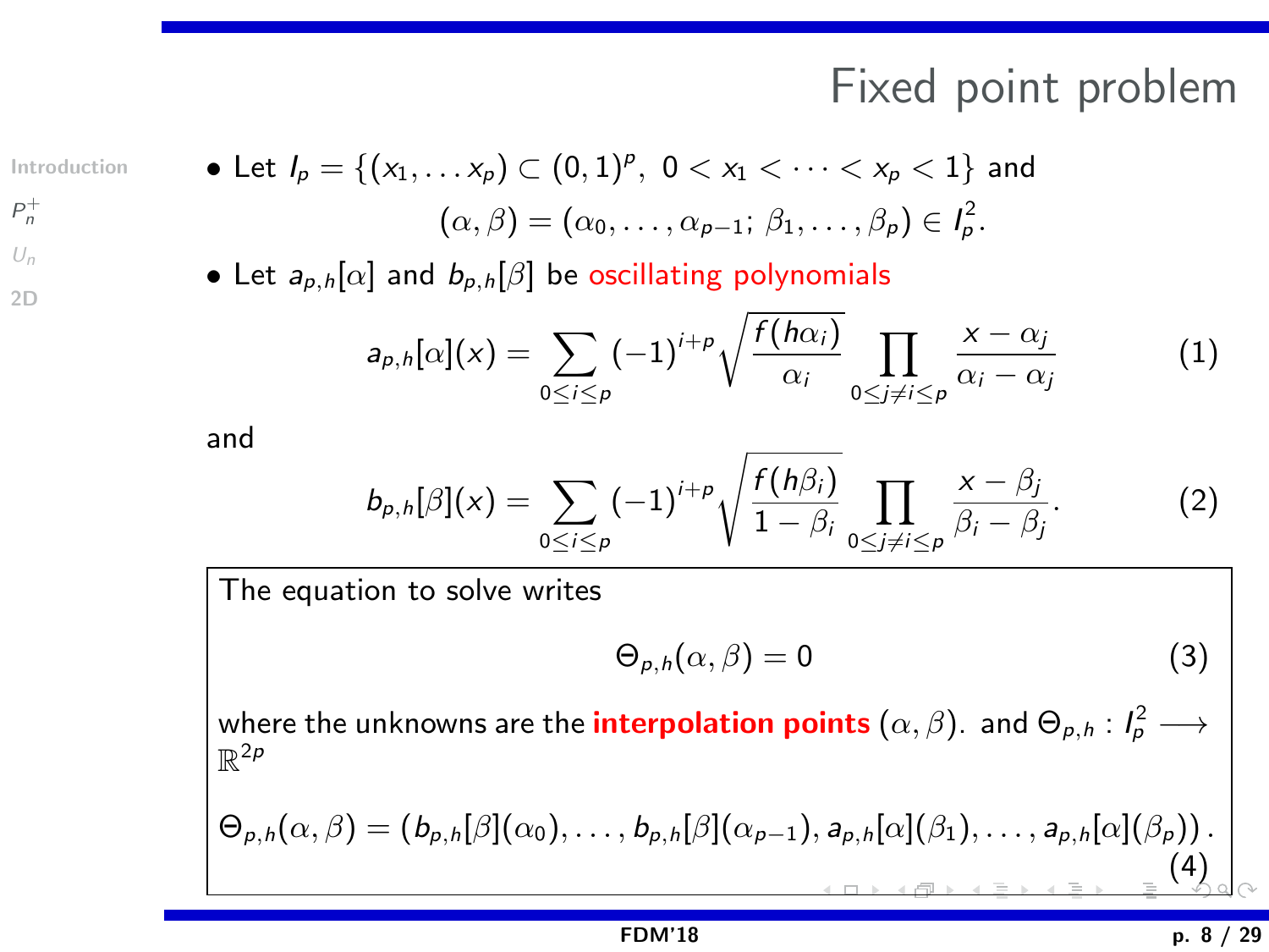# Fixed point problem

- Let $I_p = \{(x_1, \dots x_p) \subset (0,1)^p,\ 0 < x_1 < \dots < x_p < 1\}$ and

$$(\alpha, \beta) = (\alpha_0, \dots, \alpha_{p-1};\ \beta_1, \dots, \beta_p) \in I_p^2.$$

- Let $a_{p,h}[\alpha]$ and $b_{p,h}[\beta]$ be oscillating polynomials

$$a_{p,h}[\alpha](x) = \sum_{0 \le i \le p} (-1)^{i+p} \sqrt{\frac{f(h\alpha_i)}{\alpha_i}} \prod_{0 \le j \ne i \le p} \frac{x - \alpha_j}{\alpha_i - \alpha_j} \tag{1}$$

and

$$b_{p,h}[\beta](x) = \sum_{0 \le i \le p} (-1)^{i+p} \sqrt{\frac{f(h\beta_i)}{1 - \beta_i}} \prod_{0 \le j \ne i \le p} \frac{x - \beta_j}{\beta_i - \beta_j}. \tag{2}$$

The equation to solve writes

$$\Theta_{p,h}(\alpha, \beta) = 0 \tag{3}$$

where the unknowns are the **interpolation points** $(\alpha, \beta)$. and $\Theta_{p,h} : I_p^2 \longrightarrow \mathbb{R}^{2p}$

$$\Theta_{p,h}(\alpha, \beta) = \left(b_{p,h}[\beta](\alpha_0), \dots, b_{p,h}[\beta](\alpha_{p-1}), a_{p,h}[\alpha](\beta_1), \dots, a_{p,h}[\alpha](\beta_p)\right). \tag{4}$$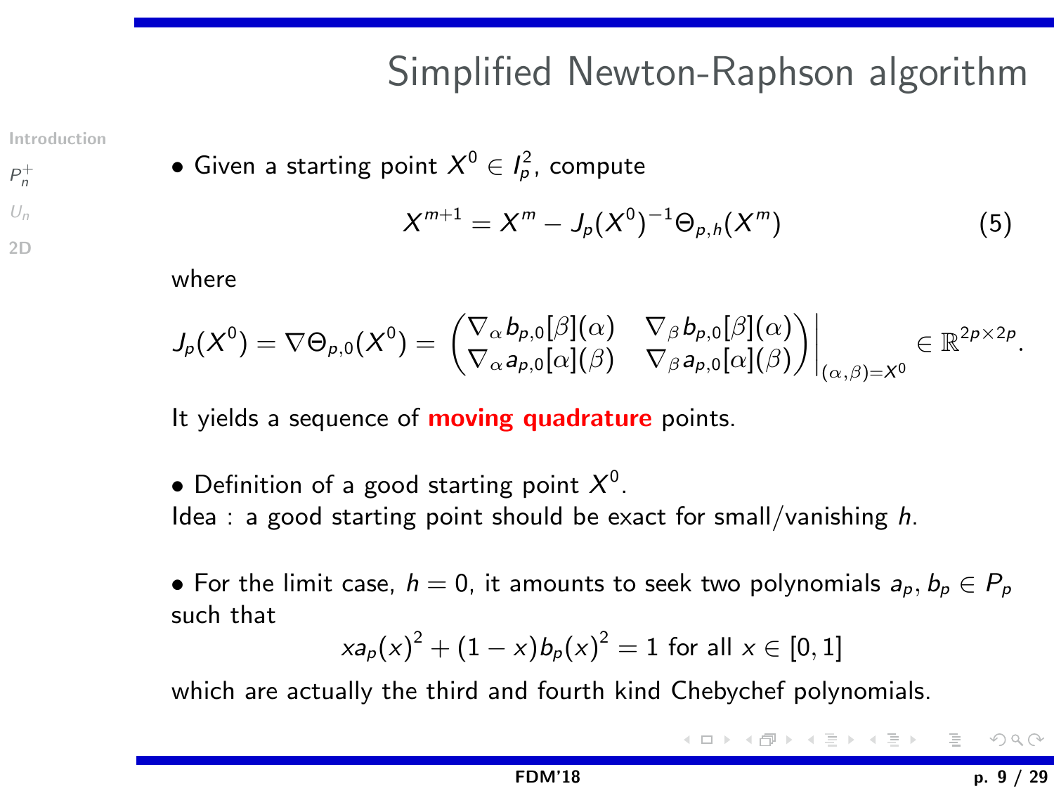# Simplified Newton-Raphson algorithm

- Given a starting point $X^0 \in I_p^2$, compute

$$X^{m+1} = X^m - J_p(X^0)^{-1}\Theta_{p,h}(X^m) \tag{5}$$

where

$$J_p(X^0) = \nabla\Theta_{p,0}(X^0) = \begin{pmatrix} \nabla_\alpha b_{p,0}[\beta](\alpha) & \nabla_\beta b_{p,0}[\beta](\alpha) \\ \nabla_\alpha a_{p,0}[\alpha](\beta) & \nabla_\beta a_{p,0}[\alpha](\beta) \end{pmatrix}\Bigg|_{(\alpha,\beta)=X^0} \in \mathbb{R}^{2p\times 2p}.$$

It yields a sequence of **moving quadrature** points.

- Definition of a good starting point $X^0$.

Idea : a good starting point should be exact for small/vanishing $h$.

- For the limit case, $h = 0$, it amounts to seek two polynomials $a_p, b_p \in P_p$ such that

$$x a_p(x)^2 + (1-x) b_p(x)^2 = 1 \text{ for all } x \in [0,1]$$

which are actually the third and fourth kind Chebychef polynomials.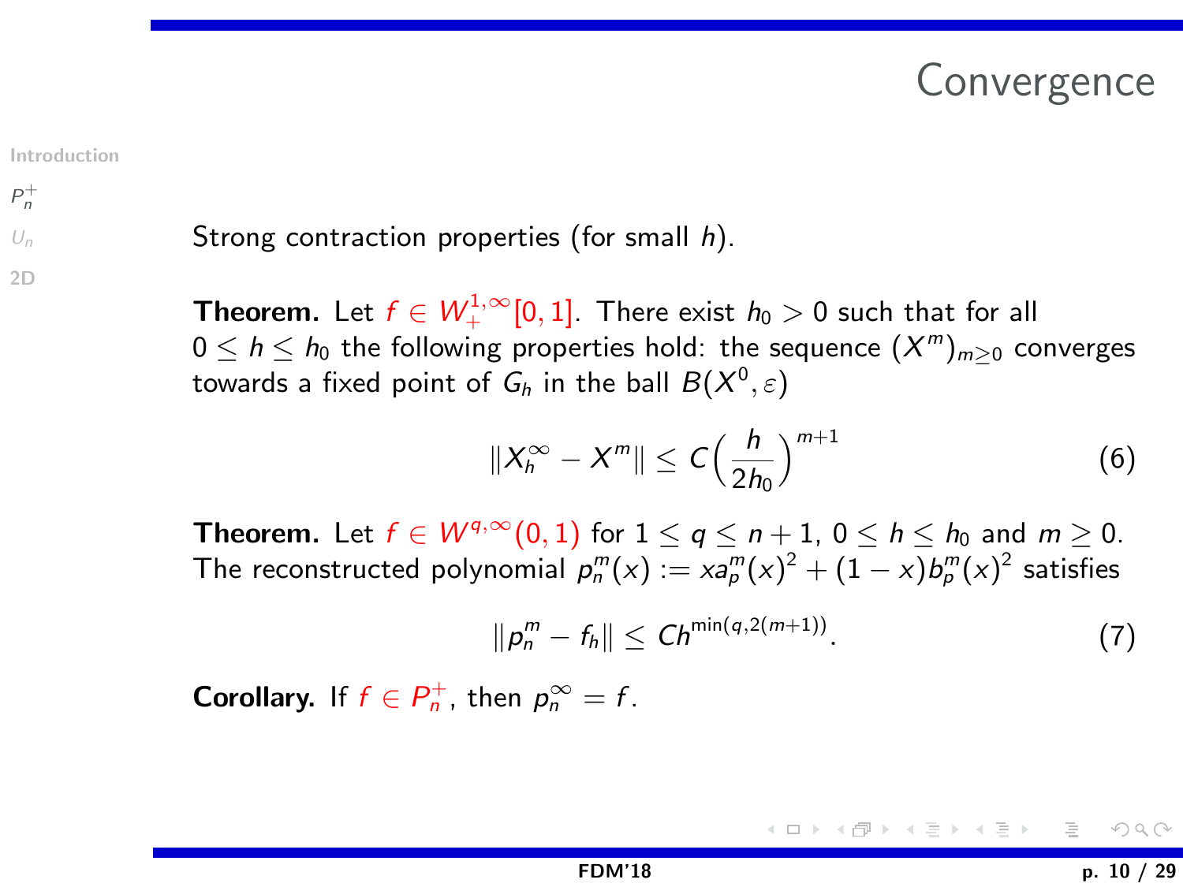# Convergence

Strong contraction properties (for small $h$).

**Theorem.** Let $f \in W_+^{1,\infty}[0,1]$. There exist $h_0 > 0$ such that for all $0 \leq h \leq h_0$ the following properties hold: the sequence $(X^m)_{m \geq 0}$ converges towards a fixed point of $G_h$ in the ball $B(X^0, \varepsilon)$

$$\|X_h^\infty - X^m\| \leq C\Big(\frac{h}{2h_0}\Big)^{m+1} \tag{6}$$

**Theorem.** Let $f \in W^{q,\infty}(0,1)$ for $1 \leq q \leq n+1$, $0 \leq h \leq h_0$ and $m \geq 0$. The reconstructed polynomial $p_n^m(x) := x a_p^m(x)^2 + (1-x) b_p^m(x)^2$ satisfies

$$\|p_n^m - f_h\| \leq C h^{\min(q, 2(m+1))}. \tag{7}$$

**Corollary.** If $f \in P_n^+$, then $p_n^\infty = f$.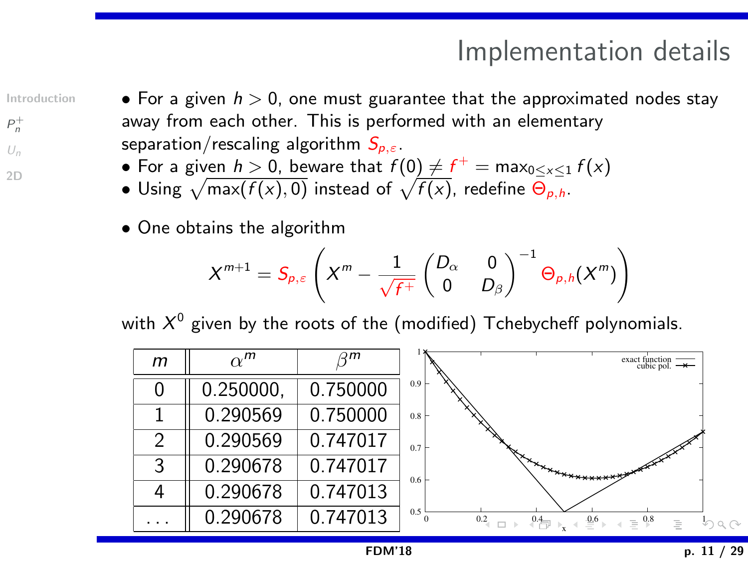# Implementation details

- For a given $h > 0$, one must guarantee that the approximated nodes stay away from each other. This is performed with an elementary separation/rescaling algorithm $S_{p,\varepsilon}$.
- For a given $h > 0$, beware that $f(0) \neq f^+ = \max_{0 \leq x \leq 1} f(x)$
- Using $\sqrt{\max(f(x), 0)}$ instead of $\sqrt{f(x)}$, redefine $\Theta_{p,h}$.

- One obtains the algorithm

$$X^{m+1} = S_{p,\varepsilon}\left( X^m - \frac{1}{\sqrt{f^+}} \begin{pmatrix} D_\alpha & 0 \\ 0 & D_\beta \end{pmatrix}^{-1} \Theta_{p,h}(X^m) \right)$$

with $X^0$ given by the roots of the (modified) Tchebycheff polynomials.

| $m$ | $\alpha^m$ | $\beta^m$ |
|---|---|---|
| 0 | 0.250000, | 0.750000 |
| 1 | 0.290569 | 0.750000 |
| 2 | 0.290569 | 0.747017 |
| 3 | 0.290678 | 0.747017 |
| 4 | 0.290678 | 0.747013 |
| ... | 0.290678 | 0.747013 |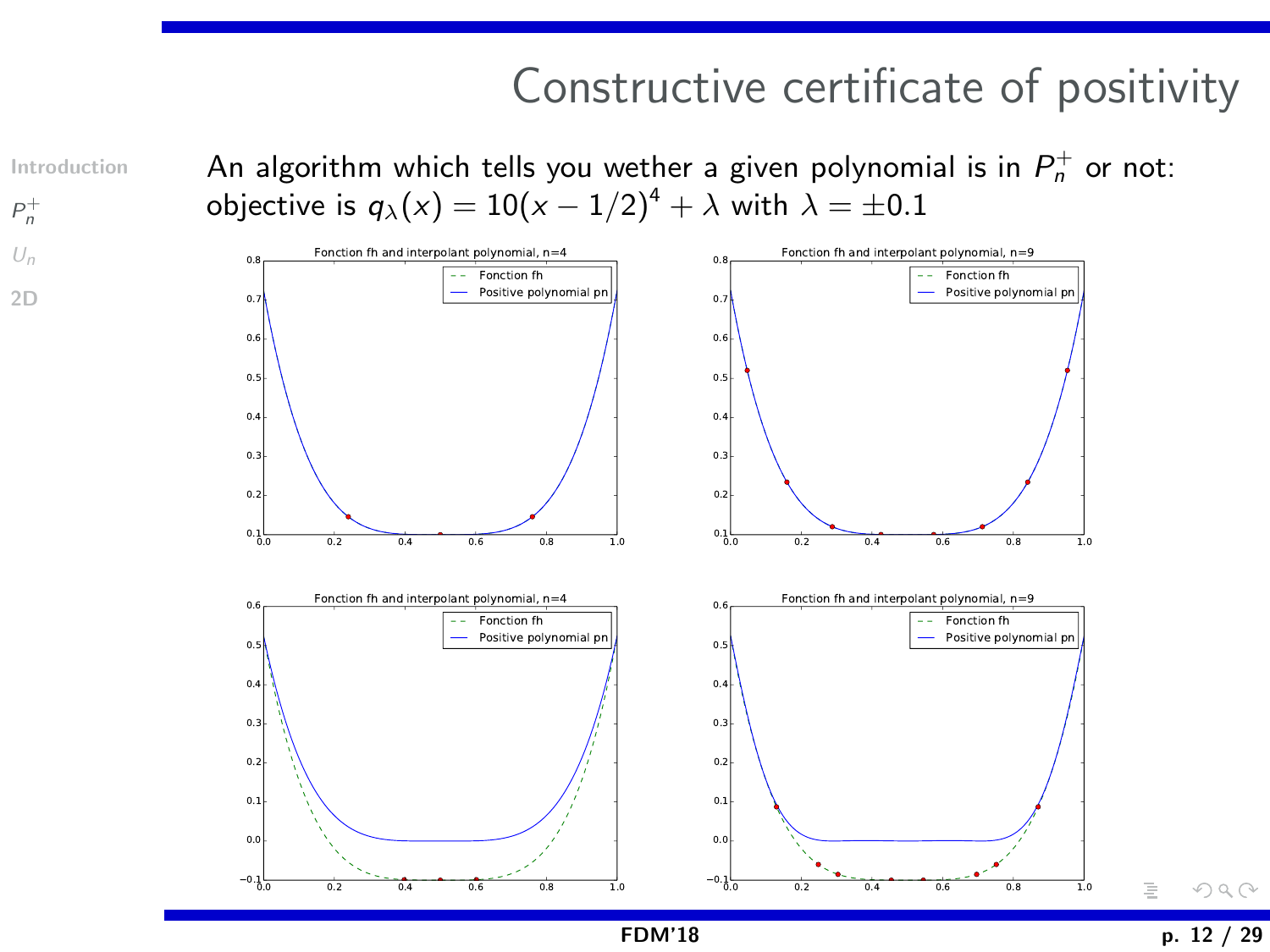# Constructive certificate of positivity

An algorithm which tells you wether a given polynomial is in $P_n^+$ or not: objective is $q_\lambda(x) = 10(x - 1/2)^4 + \lambda$ with $\lambda = \pm 0.1$

Fonction fh and interpolant polynomial, n=4

Fonction fh and interpolant polynomial, n=9

Fonction fh and interpolant polynomial, n=4

Fonction fh and interpolant polynomial, n=9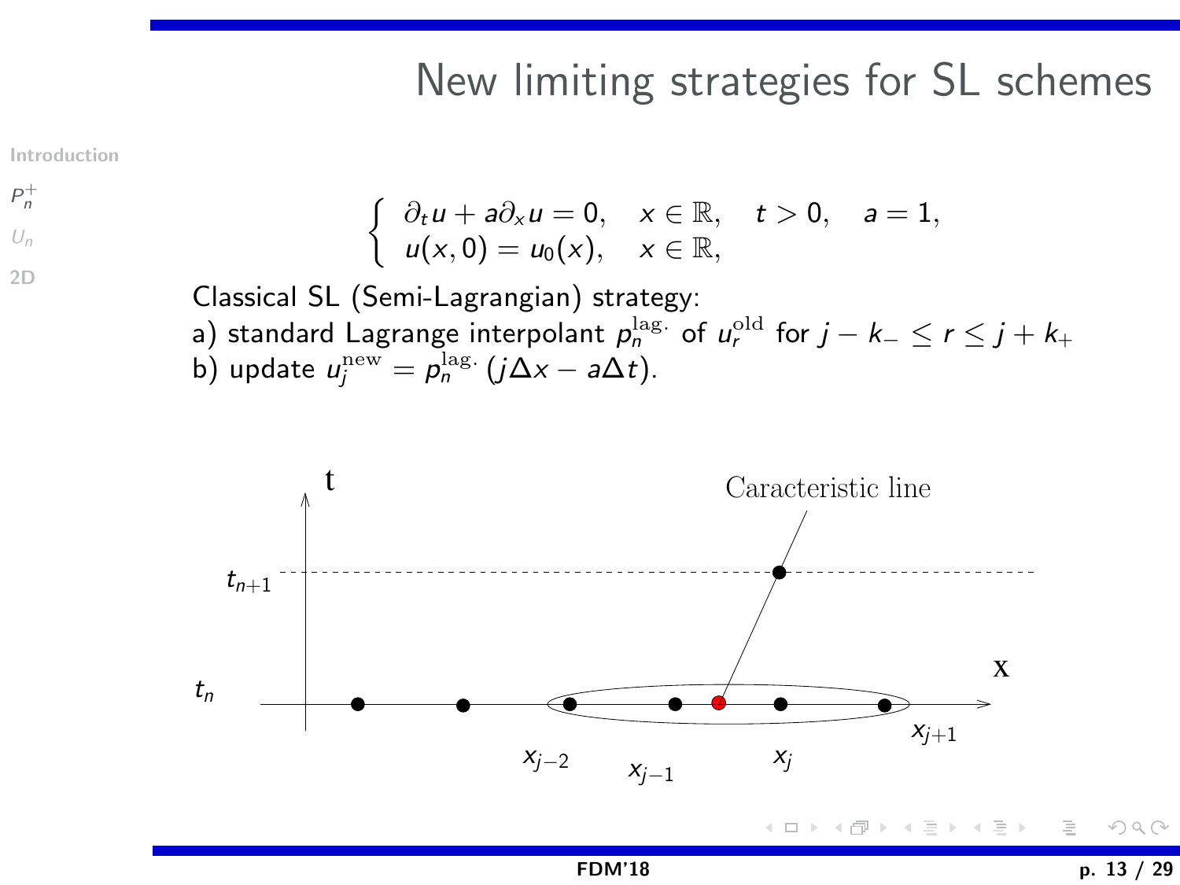# New limiting strategies for SL schemes

$$
\begin{cases}
\partial_t u + a\partial_x u = 0, & x \in \mathbb{R}, \quad t > 0, \quad a = 1, \\
u(x, 0) = u_0(x), & x \in \mathbb{R},
\end{cases}
$$

Classical SL (Semi-Lagrangian) strategy:

a) standard Lagrange interpolant $p_n^{\text{lag.}}$ of $u_r^{\text{old}}$ for $j - k_- \le r \le j + k_+$

b) update $u_j^{\text{new}} = p_n^{\text{lag.}}\,(j\Delta x - a\Delta t)$.

t

$t_{n+1}$

$t_n$

Caracteristic line

x

$x_{j-2}$ $x_{j-1}$ $x_j$ $x_{j+1}$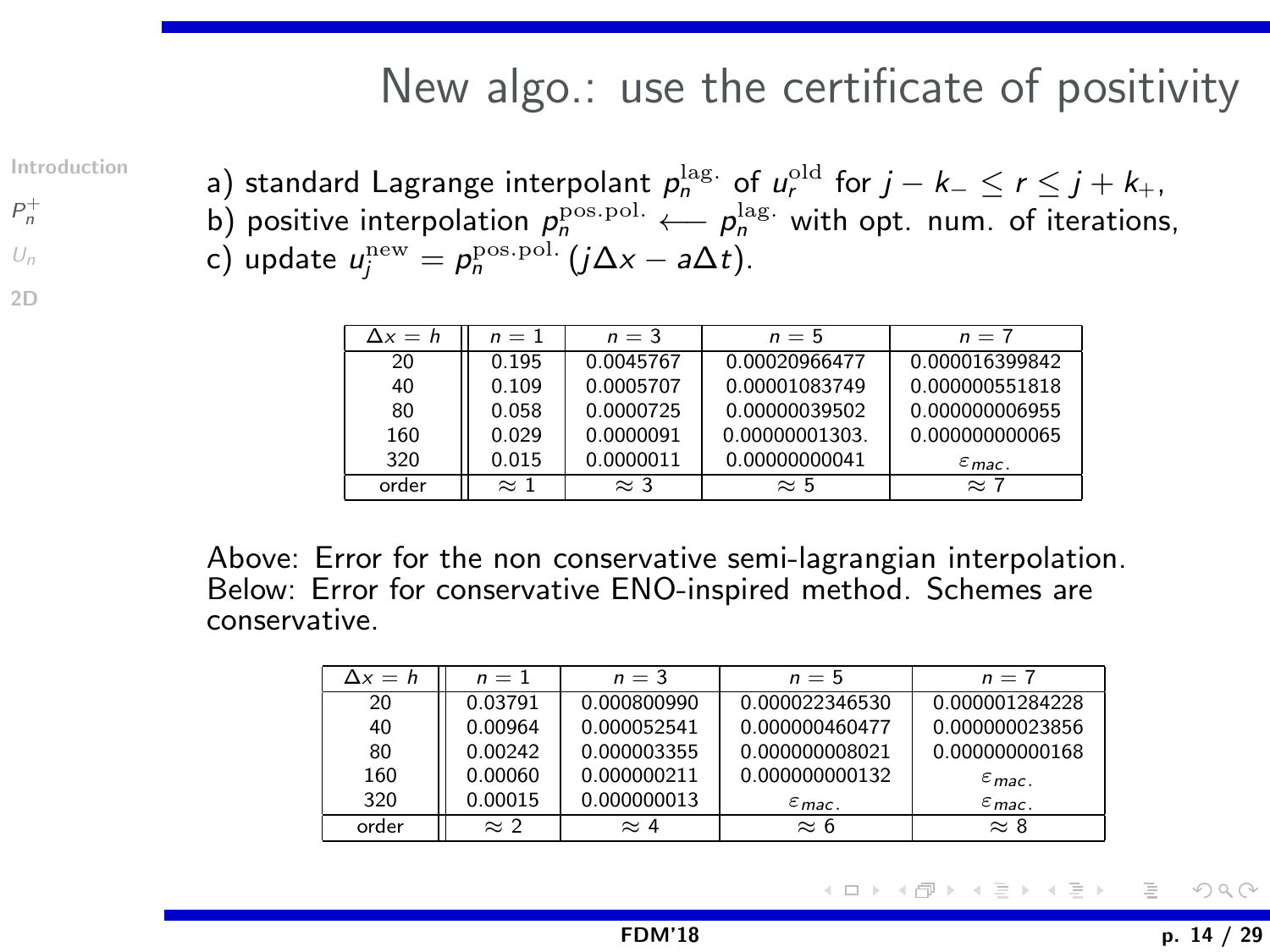# New algo.: use the certificate of positivity

a) standard Lagrange interpolant $p_n^{\mathrm{lag.}}$ of $u_r^{\mathrm{old}}$ for $j - k_- \leq r \leq j + k_+$,
b) positive interpolation $p_n^{\mathrm{pos.pol.}} \longleftarrow p_n^{\mathrm{lag.}}$ with opt. num. of iterations,
c) update $u_j^{\mathrm{new}} = p_n^{\mathrm{pos.pol.}}(j\Delta x - a\Delta t)$.

| $\Delta x = h$ | $n = 1$ | $n = 3$ | $n = 5$ | $n = 7$ |
|---|---|---|---|---|
| 20 | 0.195 | 0.0045767 | 0.00020966477 | 0.000016399842 |
| 40 | 0.109 | 0.0005707 | 0.00001083749 | 0.000000551818 |
| 80 | 0.058 | 0.0000725 | 0.00000039502 | 0.000000006955 |
| 160 | 0.029 | 0.0000091 | 0.00000001303. | 0.000000000065 |
| 320 | 0.015 | 0.0000011 | 0.00000000041 | $\varepsilon_{mac.}$ |
| order | $\approx 1$ | $\approx 3$ | $\approx 5$ | $\approx 7$ |

Above: Error for the non conservative semi-lagrangian interpolation.
Below: Error for conservative ENO-inspired method. Schemes are conservative.

| $\Delta x = h$ | $n = 1$ | $n = 3$ | $n = 5$ | $n = 7$ |
|---|---|---|---|---|
| 20 | 0.03791 | 0.000800990 | 0.000022346530 | 0.000001284228 |
| 40 | 0.00964 | 0.000052541 | 0.000000460477 | 0.000000023856 |
| 80 | 0.00242 | 0.000003355 | 0.000000008021 | 0.000000000168 |
| 160 | 0.00060 | 0.000000211 | 0.000000000132 | $\varepsilon_{mac.}$ |
| 320 | 0.00015 | 0.000000013 | $\varepsilon_{mac.}$ | $\varepsilon_{mac.}$ |
| order | $\approx 2$ | $\approx 4$ | $\approx 6$ | $\approx 8$ |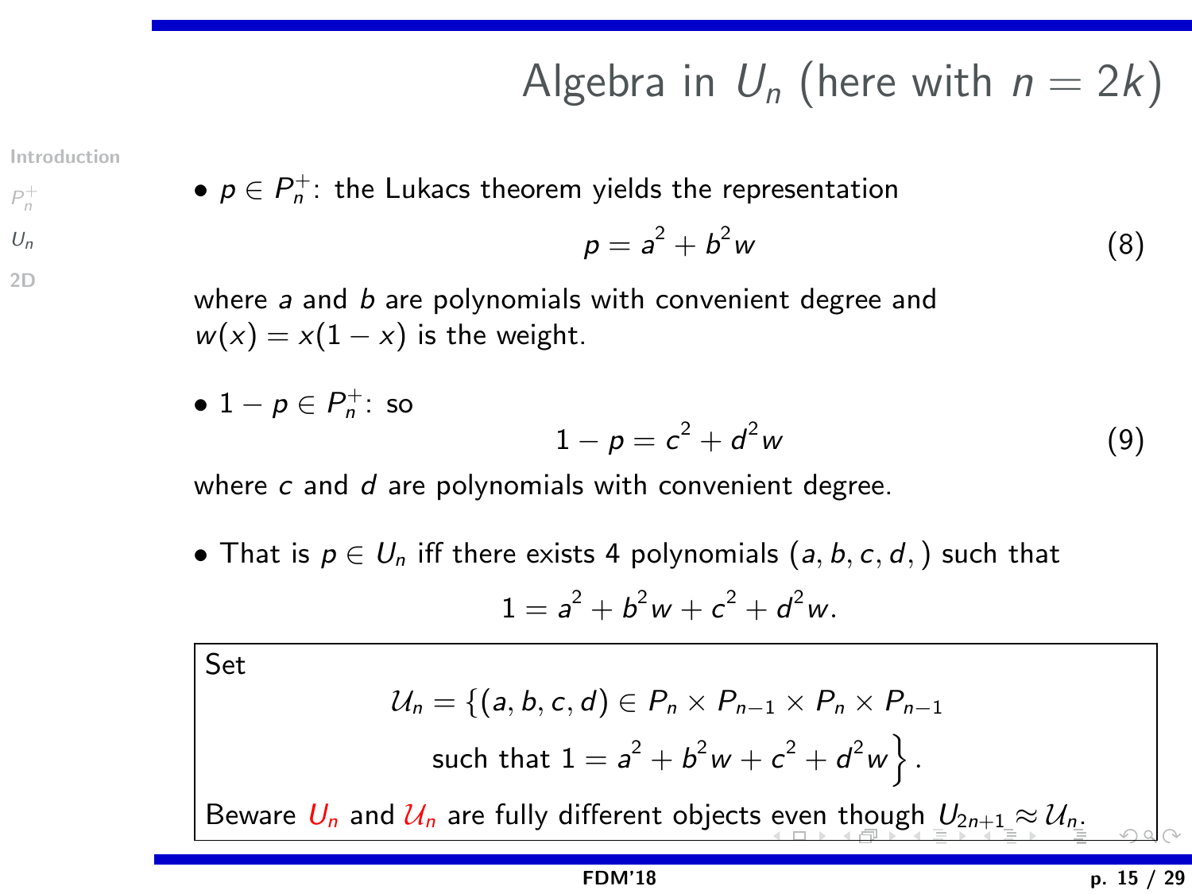# Algebra in $U_n$ (here with $n = 2k$)

- $p \in P_n^+$: the Lukacs theorem yields the representation

$$p = a^2 + b^2 w \tag{8}$$

where $a$ and $b$ are polynomials with convenient degree and $w(x) = x(1-x)$ is the weight.

- $1 - p \in P_n^+$: so

$$1 - p = c^2 + d^2 w \tag{9}$$

where $c$ and $d$ are polynomials with convenient degree.

- That is $p \in U_n$ iff there exists 4 polynomials $(a, b, c, d, )$ such that

$$1 = a^2 + b^2 w + c^2 + d^2 w.$$

Set

$$\mathcal{U}_n = \Big\{(a, b, c, d) \in P_n \times P_{n-1} \times P_n \times P_{n-1}$$
$$\text{such that } 1 = a^2 + b^2 w + c^2 + d^2 w \Big\}.$$

Beware $U_n$ and $\mathcal{U}_n$ are fully different objects even though $U_{2n+1} \approx \mathcal{U}_n$.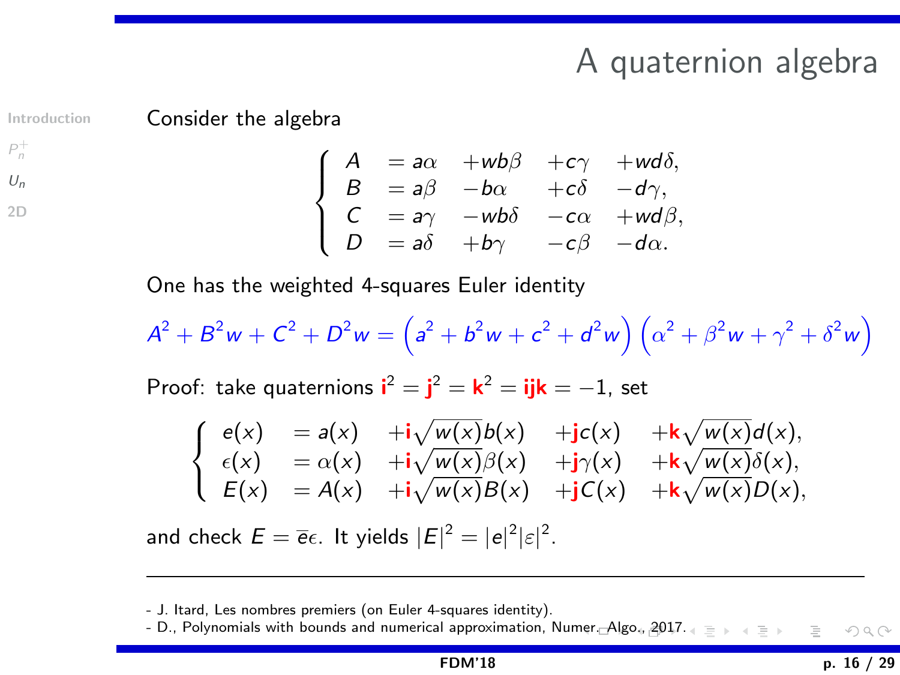# A quaternion algebra

Consider the algebra

$$
\left\{
\begin{array}{lllll}
A & = a\alpha & + wb\beta & + c\gamma & + wd\delta, \\
B & = a\beta & - b\alpha & + c\delta & - d\gamma, \\
C & = a\gamma & - wb\delta & - c\alpha & + wd\beta, \\
D & = a\delta & + b\gamma & - c\beta & - d\alpha.
\end{array}
\right.
$$

One has the weighted 4-squares Euler identity

$$
A^2 + B^2 w + C^2 + D^2 w = \left( a^2 + b^2 w + c^2 + d^2 w \right) \left( \alpha^2 + \beta^2 w + \gamma^2 + \delta^2 w \right)
$$

Proof: take quaternions $\mathbf{i}^2 = \mathbf{j}^2 = \mathbf{k}^2 = \mathbf{ijk} = -1$, set

$$
\left\{
\begin{array}{lllll}
e(x) & = a(x) & + \mathbf{i}\sqrt{w(x)}b(x) & + \mathbf{j}c(x) & + \mathbf{k}\sqrt{w(x)}d(x), \\
\epsilon(x) & = \alpha(x) & + \mathbf{i}\sqrt{w(x)}\beta(x) & + \mathbf{j}\gamma(x) & + \mathbf{k}\sqrt{w(x)}\delta(x), \\
E(x) & = A(x) & + \mathbf{i}\sqrt{w(x)}B(x) & + \mathbf{j}C(x) & + \mathbf{k}\sqrt{w(x)}D(x),
\end{array}
\right.
$$

and check $E = \overline{e}\epsilon$. It yields $|E|^2 = |e|^2 |\varepsilon|^2$.

---

- J. Itard, Les nombres premiers (on Euler 4-squares identity).
- D., Polynomials with bounds and numerical approximation, Numer. Algo., 2017.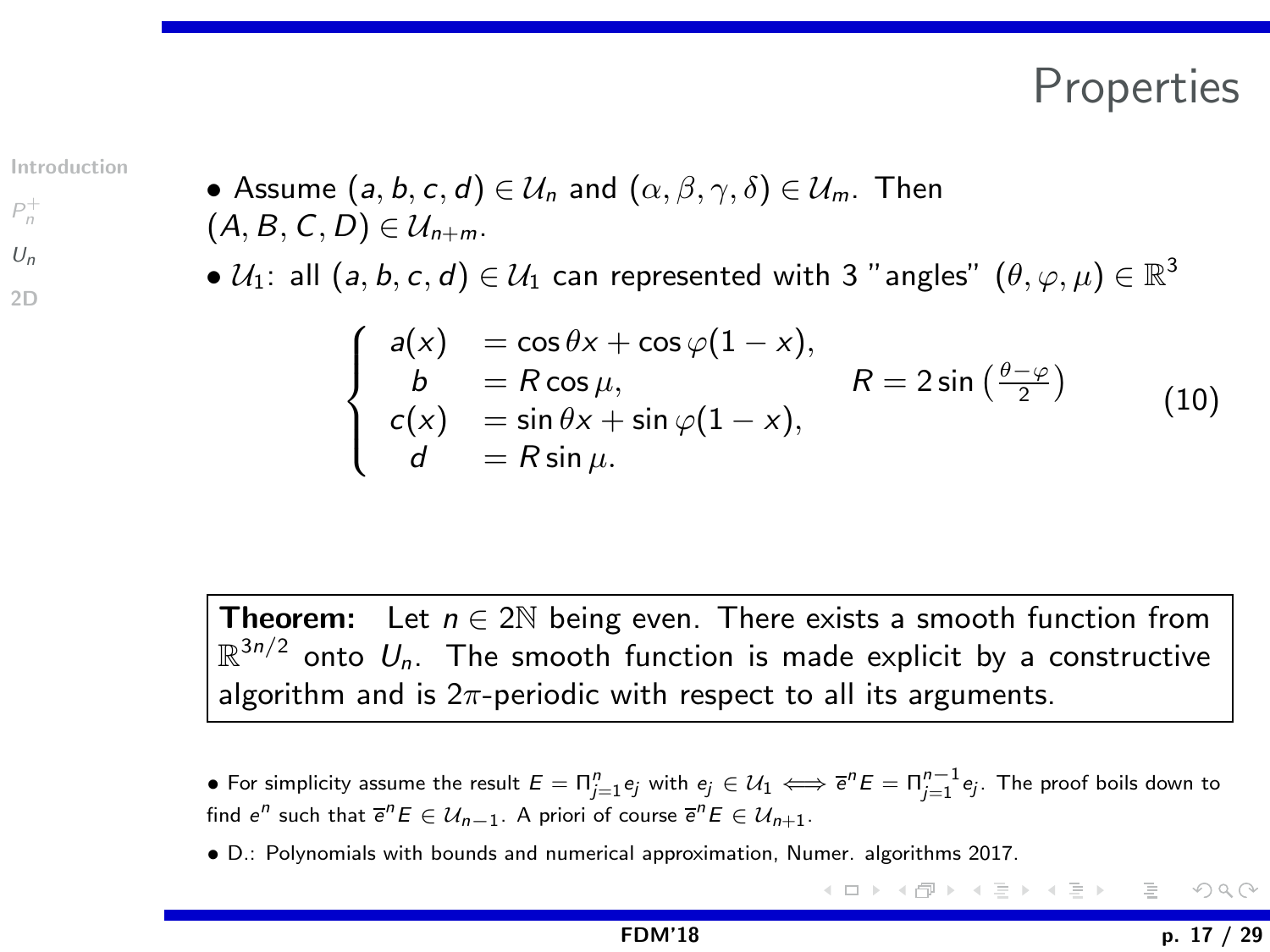# Properties

- Assume $(a, b, c, d) \in \mathcal{U}_n$ and $(\alpha, \beta, \gamma, \delta) \in \mathcal{U}_m$. Then $(A, B, C, D) \in \mathcal{U}_{n+m}$.
- $\mathcal{U}_1$: all $(a, b, c, d) \in \mathcal{U}_1$ can represented with 3 "angles" $(\theta, \varphi, \mu) \in \mathbb{R}^3$

$$
\left\{
\begin{array}{ll}
a(x) & = \cos\theta x + \cos\varphi(1-x), \\
b & = R\cos\mu, \\
c(x) & = \sin\theta x + \sin\varphi(1-x), \\
d & = R\sin\mu.
\end{array}
\right.
\qquad R = 2\sin\left(\frac{\theta-\varphi}{2}\right) \tag{10}
$$

> **Theorem:** Let $n \in 2\mathbb{N}$ being even. There exists a smooth function from $\mathbb{R}^{3n/2}$ onto $U_n$. The smooth function is made explicit by a constructive algorithm and is $2\pi$-periodic with respect to all its arguments.

- For simplicity assume the result $E = \Pi_{j=1}^{n} e_j$ with $e_j \in \mathcal{U}_1 \iff \overline{e}^n E = \Pi_{j=1}^{n-1} e_j$. The proof boils down to find $e^n$ such that $\overline{e}^n E \in \mathcal{U}_{n-1}$. A priori of course $\overline{e}^n E \in \mathcal{U}_{n+1}$.
- D.: Polynomials with bounds and numerical approximation, Numer. algorithms 2017.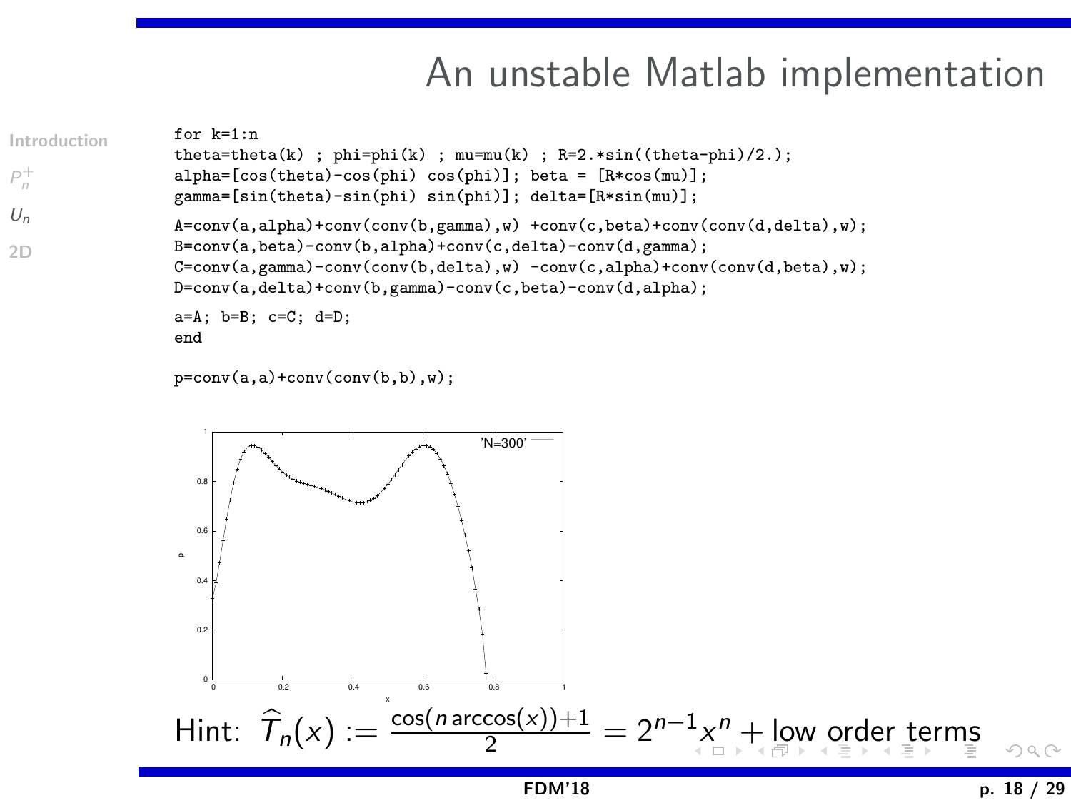# An unstable Matlab implementation

```
for k=1:n
theta=theta(k) ; phi=phi(k) ; mu=mu(k) ; R=2.*sin((theta-phi)/2.);
alpha=[cos(theta)-cos(phi) cos(phi)]; beta = [R*cos(mu)];
gamma=[sin(theta)-sin(phi) sin(phi)]; delta=[R*sin(mu)];

A=conv(a,alpha)+conv(conv(b,gamma),w) +conv(c,beta)+conv(conv(d,delta),w);
B=conv(a,beta)-conv(b,alpha)+conv(c,delta)-conv(d,gamma);
C=conv(a,gamma)-conv(conv(b,delta),w) -conv(c,alpha)+conv(conv(d,beta),w);
D=conv(a,delta)+conv(b,gamma)-conv(c,beta)-conv(d,alpha);

a=A; b=B; c=C; d=D;
end

p=conv(a,a)+conv(conv(b,b),w);
```

Hint: $\widehat{T}_n(x) := \frac{\cos(n \arccos(x))+1}{2} = 2^{n-1}x^n + \text{low order terms}$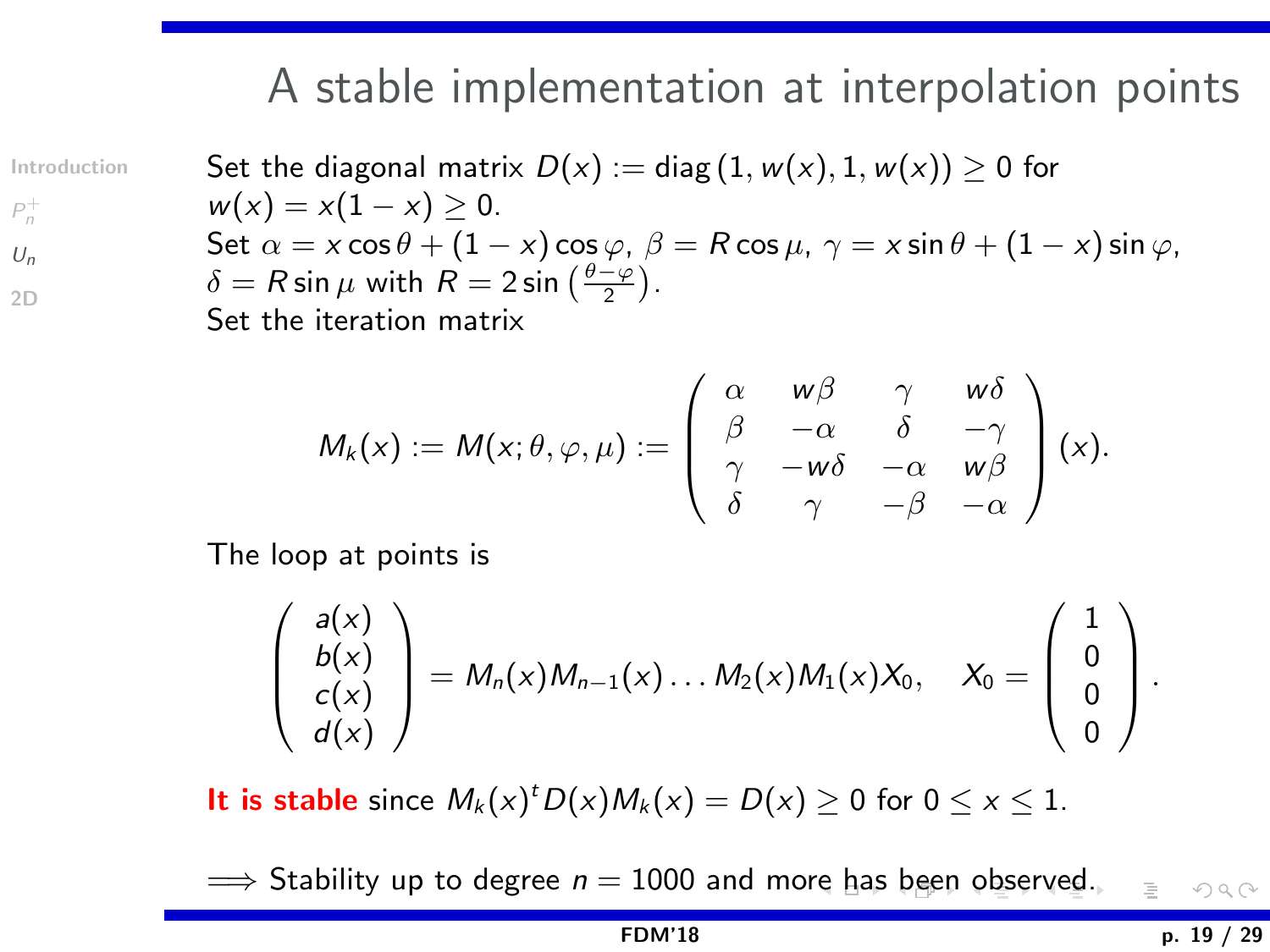# A stable implementation at interpolation points

Set the diagonal matrix $D(x) := \text{diag}\,(1, w(x), 1, w(x)) \geq 0$ for $w(x) = x(1-x) \geq 0$.

Set $\alpha = x\cos\theta + (1-x)\cos\varphi$, $\beta = R\cos\mu$, $\gamma = x\sin\theta + (1-x)\sin\varphi$, $\delta = R\sin\mu$ with $R = 2\sin\left(\frac{\theta-\varphi}{2}\right)$.

Set the iteration matrix

$$M_k(x) := M(x;\theta,\varphi,\mu) := \begin{pmatrix} \alpha & w\beta & \gamma & w\delta \\ \beta & -\alpha & \delta & -\gamma \\ \gamma & -w\delta & -\alpha & w\beta \\ \delta & \gamma & -\beta & -\alpha \end{pmatrix}(x).$$

The loop at points is

$$\begin{pmatrix} a(x) \\ b(x) \\ c(x) \\ d(x) \end{pmatrix} = M_n(x)M_{n-1}(x)\ldots M_2(x)M_1(x)X_0, \quad X_0 = \begin{pmatrix} 1 \\ 0 \\ 0 \\ 0 \end{pmatrix}.$$

**It is stable** since $M_k(x)^t D(x) M_k(x) = D(x) \geq 0$ for $0 \leq x \leq 1$.

$\Longrightarrow$ Stability up to degree $n = 1000$ and more has been observed.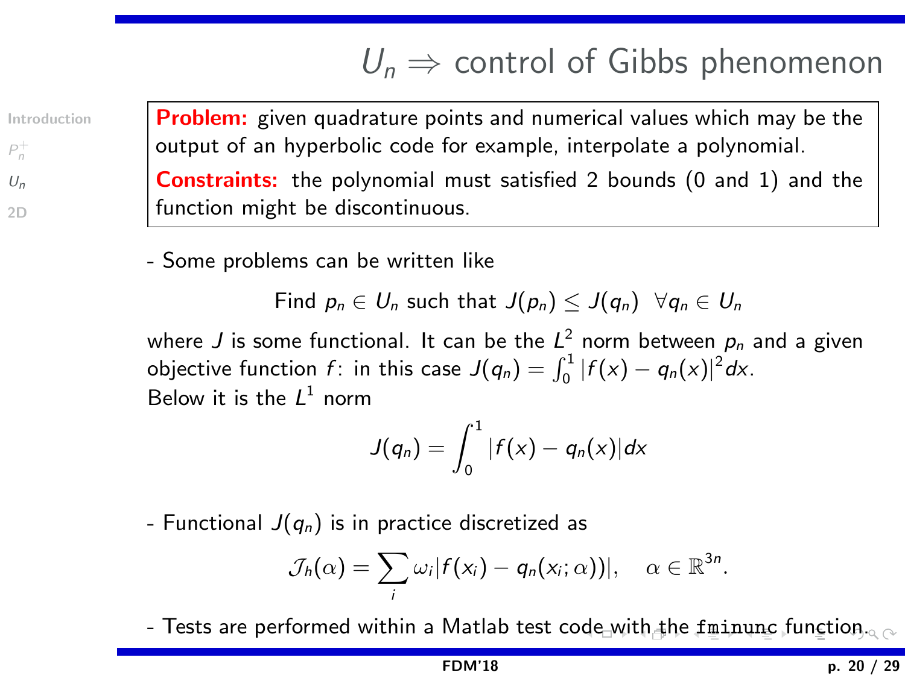# $U_n \Rightarrow$ control of Gibbs phenomenon

**Problem:** given quadrature points and numerical values which may be the output of an hyperbolic code for example, interpolate a polynomial.

**Constraints:** the polynomial must satisfied 2 bounds (0 and 1) and the function might be discontinuous.

- Some problems can be written like

$$\text{Find } p_n \in U_n \text{ such that } J(p_n) \leq J(q_n) \ \ \forall q_n \in U_n$$

where $J$ is some functional. It can be the $L^2$ norm between $p_n$ and a given objective function $f$: in this case $J(q_n) = \int_0^1 |f(x) - q_n(x)|^2 dx$.
Below it is the $L^1$ norm

$$J(q_n) = \int_0^1 |f(x) - q_n(x)| dx$$

- Functional $J(q_n)$ is in practice discretized as

$$\mathcal{J}_h(\alpha) = \sum_i \omega_i |f(x_i) - q_n(x_i; \alpha))|, \quad \alpha \in \mathbb{R}^{3n}.$$

- Tests are performed within a Matlab test code with the `fminunc` function.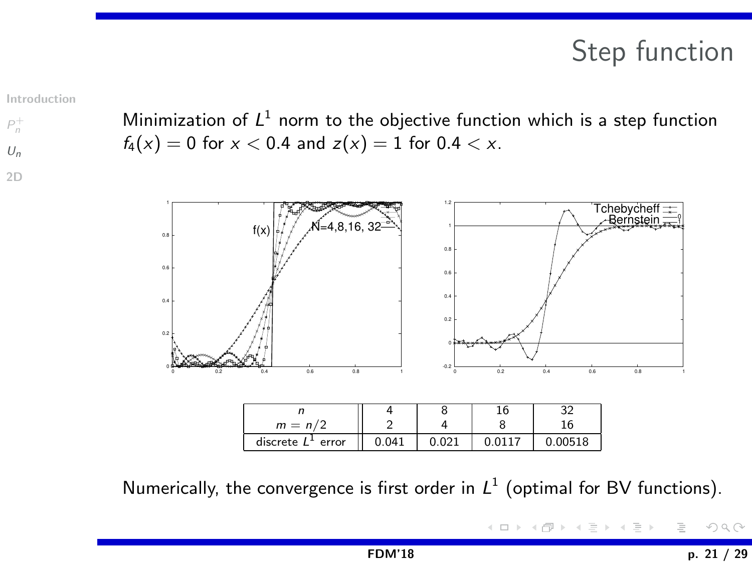# Step function

Minimization of $L^1$ norm to the objective function which is a step function $f_4(x) = 0$ for $x < 0.4$ and $z(x) = 1$ for $0.4 < x$.

| $n$ <br> $m = n/2$ | 4 <br> 2 | 8 <br> 4 | 16 <br> 8 | 32 <br> 16 |
|---|---|---|---|---|
| discrete $L^1$ error | 0.041 | 0.021 | 0.0117 | 0.00518 |

Numerically, the convergence is first order in $L^1$ (optimal for BV functions).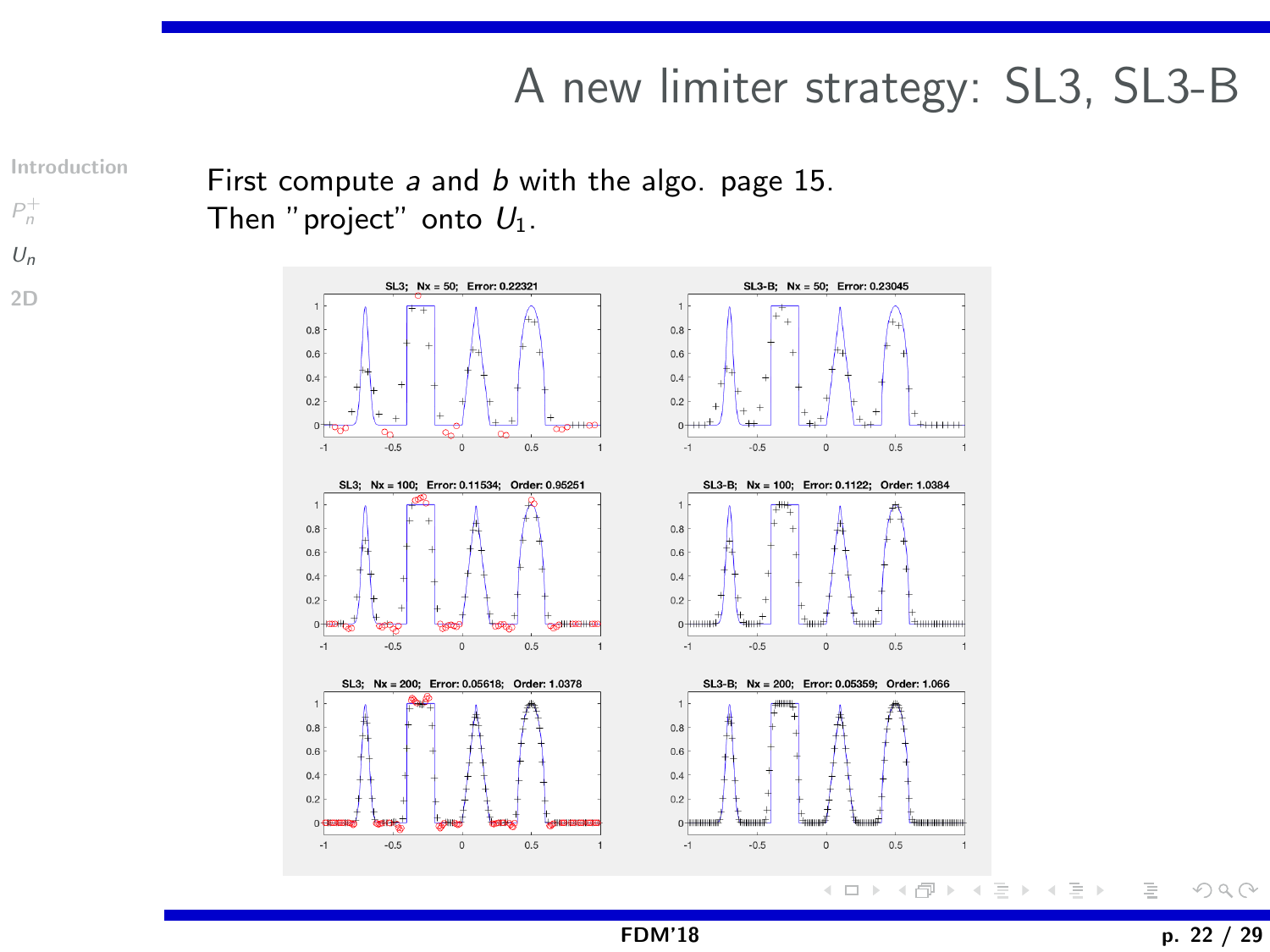# A new limiter strategy: SL3, SL3-B

First compute $a$ and $b$ with the algo. page 15.
Then "project" onto $U_1$.

SL3; Nx = 50; Error: 0.22321

SL3-B; Nx = 50; Error: 0.23045

SL3; Nx = 100; Error: 0.11534; Order: 0.95251

SL3-B; Nx = 100; Error: 0.1122; Order: 1.0384

SL3; Nx = 200; Error: 0.05618; Order: 1.0378

SL3-B; Nx = 200; Error: 0.05359; Order: 1.066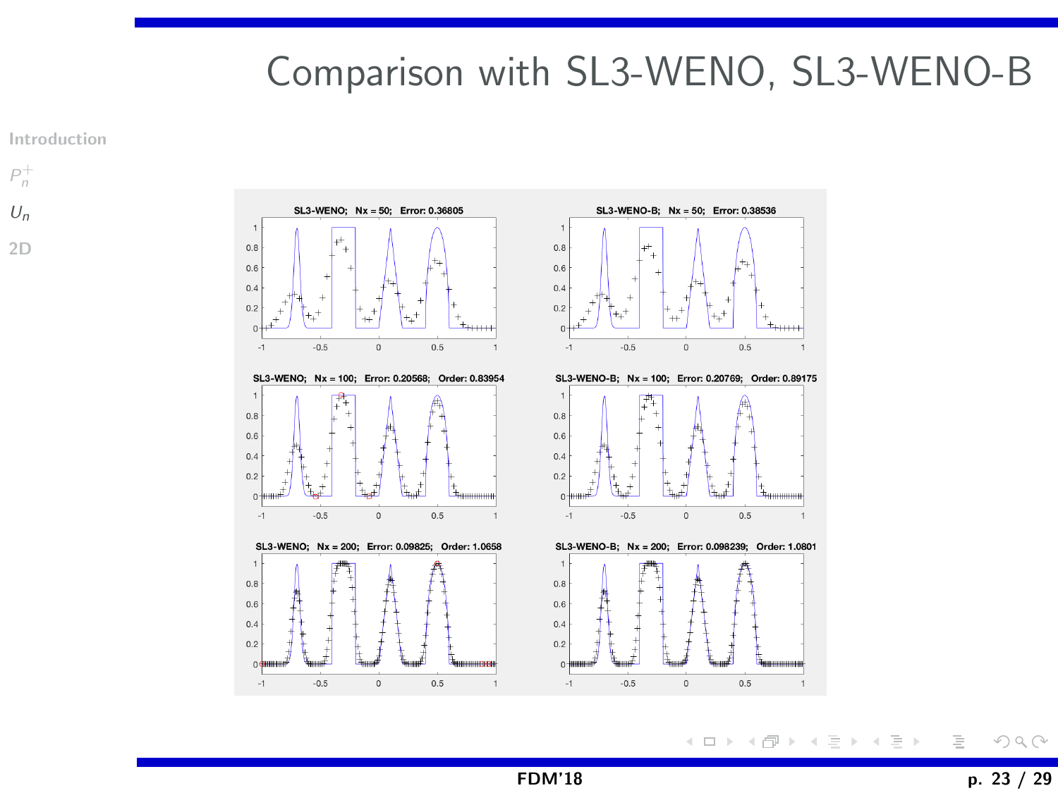# Comparison with SL3-WENO, SL3-WENO-B

SL3-WENO; Nx = 50; Error: 0.36805

SL3-WENO-B; Nx = 50; Error: 0.38536

SL3-WENO; Nx = 100; Error: 0.20568; Order: 0.83954

SL3-WENO-B; Nx = 100; Error: 0.20769; Order: 0.89175

SL3-WENO; Nx = 200; Error: 0.09825; Order: 1.0658

SL3-WENO-B; Nx = 200; Error: 0.098239; Order: 1.0801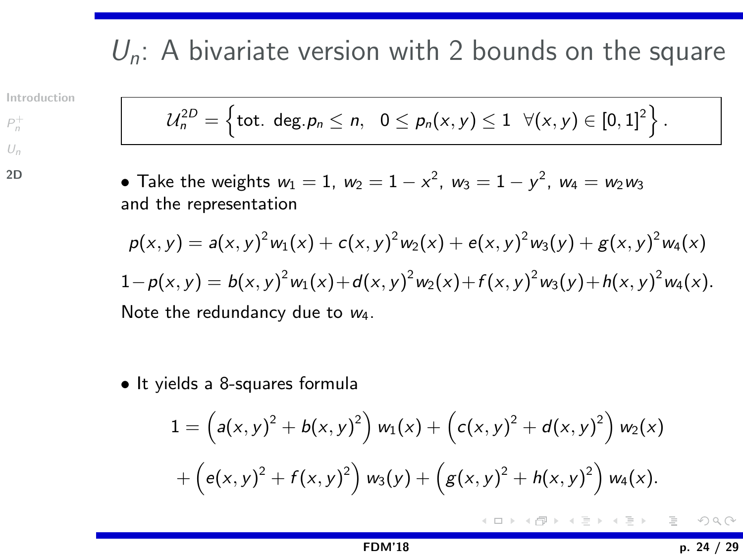# $U_n$: A bivariate version with 2 bounds on the square

$$\mathcal{U}_n^{2D} = \left\{ \text{tot. deg.} p_n \leq n, \quad 0 \leq p_n(x,y) \leq 1 \;\; \forall (x,y) \in [0,1]^2 \right\}.$$

- Take the weights $w_1 = 1$, $w_2 = 1 - x^2$, $w_3 = 1 - y^2$, $w_4 = w_2 w_3$ and the representation

$$p(x,y) = a(x,y)^2 w_1(x) + c(x,y)^2 w_2(x) + e(x,y)^2 w_3(y) + g(x,y)^2 w_4(x)$$

$$1 - p(x,y) = b(x,y)^2 w_1(x) + d(x,y)^2 w_2(x) + f(x,y)^2 w_3(y) + h(x,y)^2 w_4(x).$$

Note the redundancy due to $w_4$.

- It yields a 8-squares formula

$$1 = \left(a(x,y)^2 + b(x,y)^2\right) w_1(x) + \left(c(x,y)^2 + d(x,y)^2\right) w_2(x)$$

$$+ \left(e(x,y)^2 + f(x,y)^2\right) w_3(y) + \left(g(x,y)^2 + h(x,y)^2\right) w_4(x).$$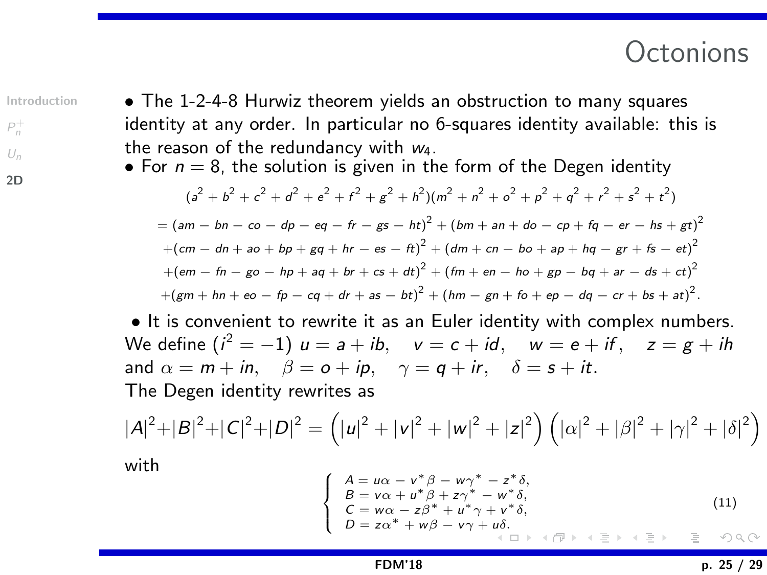# Octonions

- The 1-2-4-8 Hurwiz theorem yields an obstruction to many squares identity at any order. In particular no 6-squares identity available: this is the reason of the redundancy with $w_4$.
- For $n = 8$, the solution is given in the form of the Degen identity

$$
\begin{aligned}
&(a^2+b^2+c^2+d^2+e^2+f^2+g^2+h^2)(m^2+n^2+o^2+p^2+q^2+r^2+s^2+t^2)\\
&= (am-bn-co-dp-eq-fr-gs-ht)^2 + (bm+an+do-cp+fq-er-hs+gt)^2\\
&+(cm-dn+ao+bp+gq+hr-es-ft)^2 + (dm+cn-bo+ap+hq-gr+fs-et)^2\\
&+(em-fn-go-hp+aq+br+cs+dt)^2 + (fm+en-ho+gp-bq+ar-ds+ct)^2\\
&+(gm+hn+eo-fp-cq+dr+as-bt)^2 + (hm-gn+fo+ep-dq-cr+bs+at)^2.
\end{aligned}
$$

- It is convenient to rewrite it as an Euler identity with complex numbers. We define ($i^2=-1$) $u = a+ib$, $\quad v = c+id$, $\quad w = e+if$, $\quad z = g+ih$ and $\alpha = m+in$, $\quad \beta = o+ip$, $\quad \gamma = q+ir$, $\quad \delta = s+it$.
The Degen identity rewrites as

$$
|A|^2+|B|^2+|C|^2+|D|^2 = \left(|u|^2+|v|^2+|w|^2+|z|^2\right)\left(|\alpha|^2+|\beta|^2+|\gamma|^2+|\delta|^2\right)
$$

with

$$
\left\{
\begin{array}{l}
A = u\alpha - v^*\beta - w\gamma^* - z^*\delta,\\
B = v\alpha + u^*\beta + z\gamma^* - w^*\delta,\\
C = w\alpha - z\beta^* + u^*\gamma + v^*\delta,\\
D = z\alpha^* + w\beta - v\gamma + u\delta.
\end{array}
\right.
\tag{11}
$$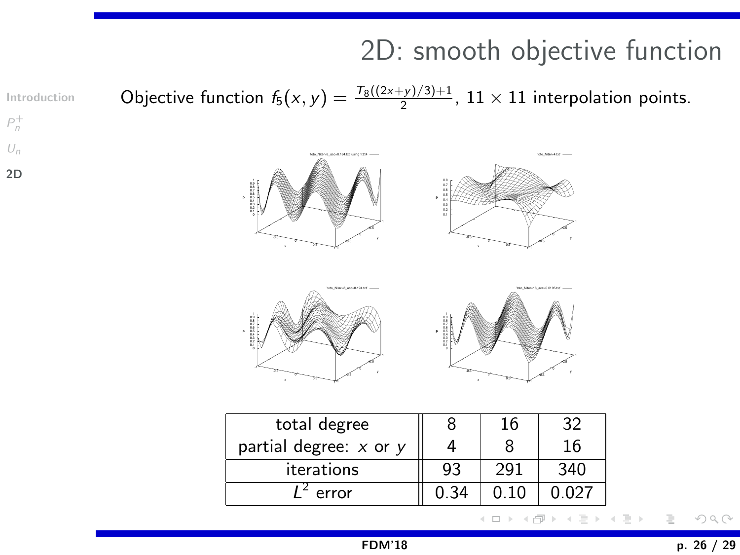# 2D: smooth objective function

Objective function $f_5(x, y) = \frac{T_8((2x+y)/3)+1}{2}$, $11 \times 11$ interpolation points.

| total degree | 8 | 16 | 32 |
|---|---|---|---|
| partial degree: $x$ or $y$ | 4 | 8 | 16 |
| iterations | 93 | 291 | 340 |
| $L^2$ error | 0.34 | 0.10 | 0.027 |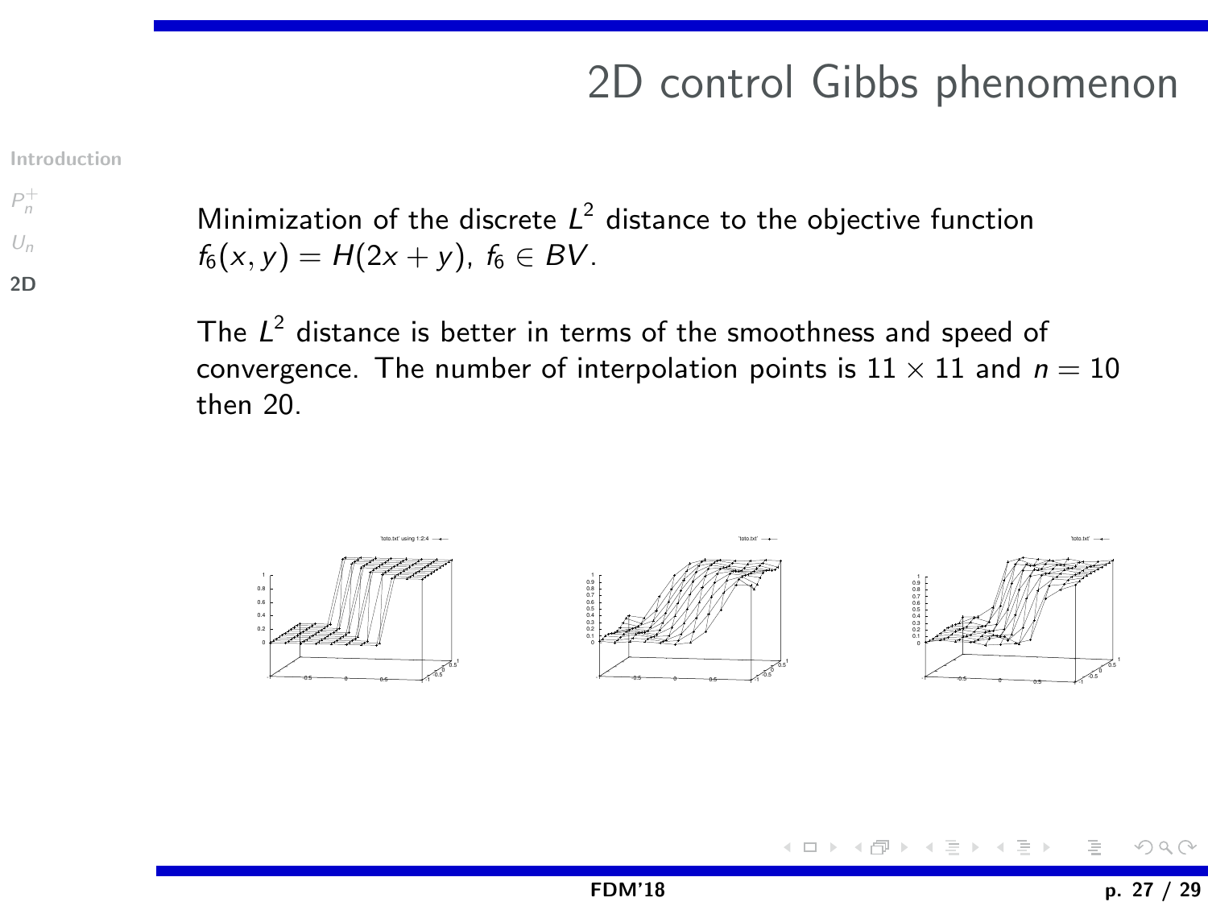# 2D control Gibbs phenomenon

Minimization of the discrete $L^2$ distance to the objective function $f_6(x, y) = H(2x + y)$, $f_6 \in BV$.

The $L^2$ distance is better in terms of the smoothness and speed of convergence. The number of interpolation points is $11 \times 11$ and $n = 10$ then 20.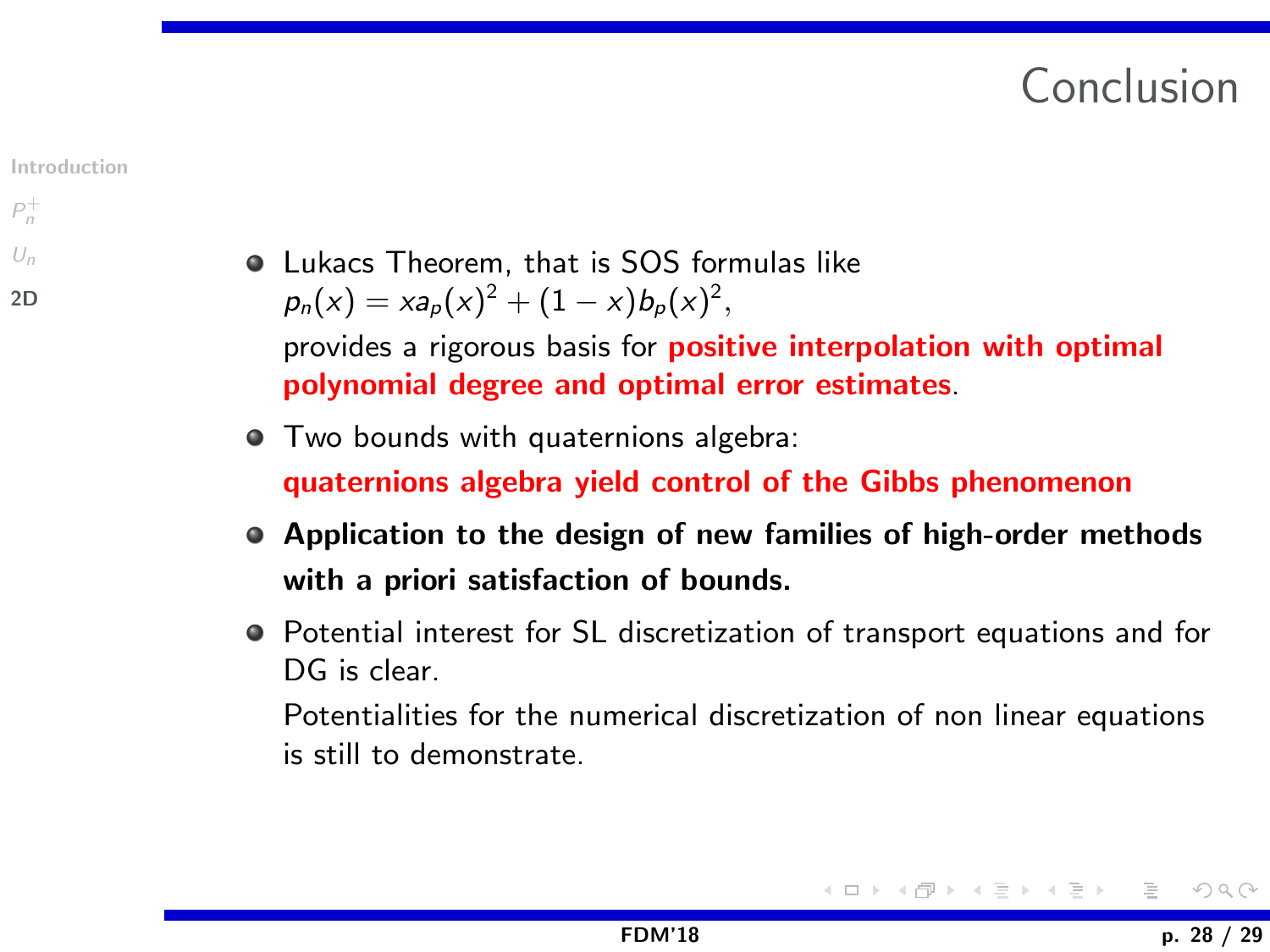# Conclusion

- Lukacs Theorem, that is SOS formulas like
  $p_n(x) = x a_p(x)^2 + (1-x) b_p(x)^2$,
  provides a rigorous basis for **positive interpolation with optimal polynomial degree and optimal error estimates**.
- Two bounds with quaternions algebra:
  **quaternions algebra yield control of the Gibbs phenomenon**
- **Application to the design of new families of high-order methods with a priori satisfaction of bounds.**
- Potential interest for SL discretization of transport equations and for DG is clear.
  Potentialities for the numerical discretization of non linear equations is still to demonstrate.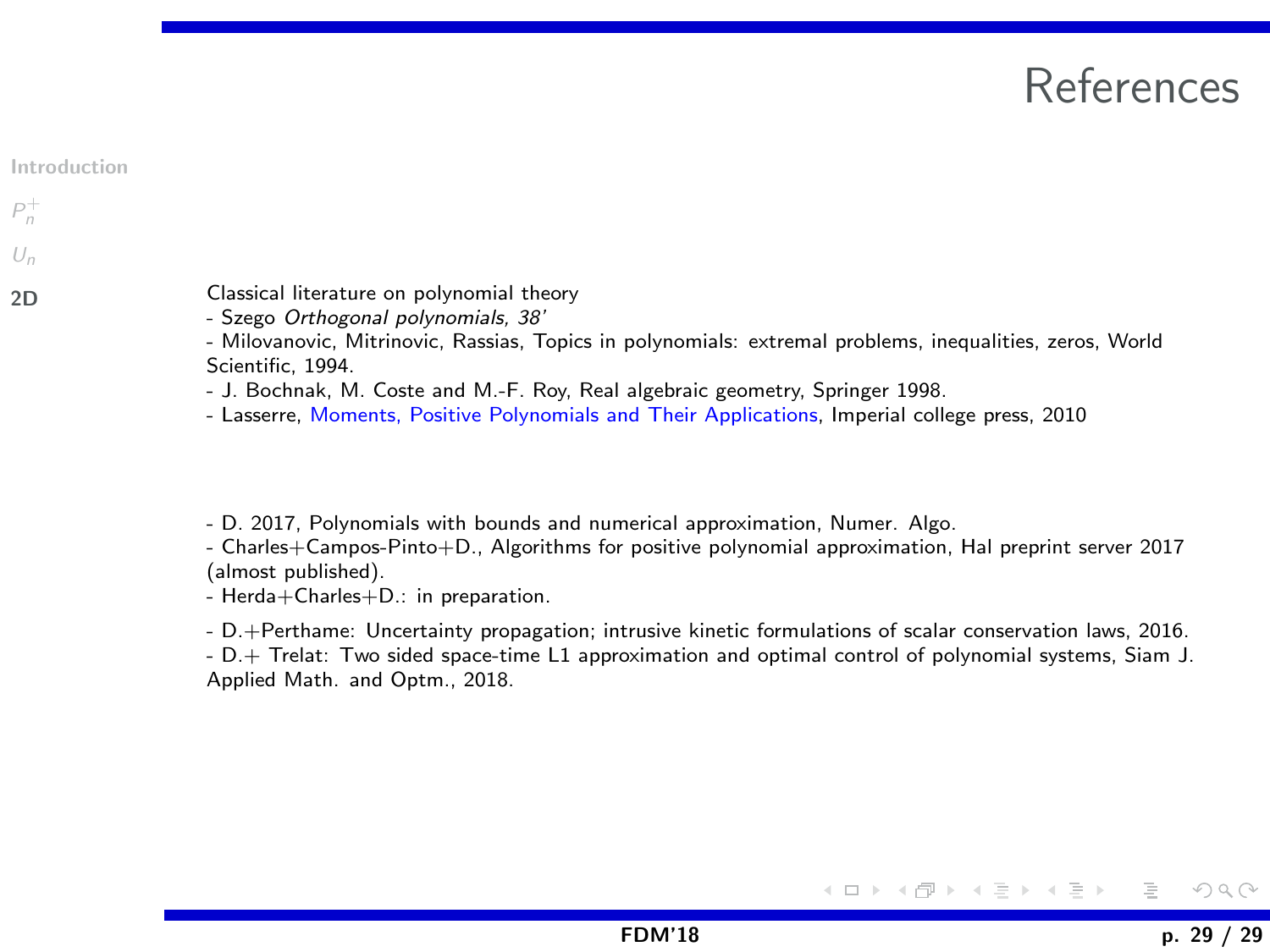# References

Classical literature on polynomial theory

- Szego *Orthogonal polynomials, 38'*
- Milovanovic, Mitrinovic, Rassias, Topics in polynomials: extremal problems, inequalities, zeros, World Scientific, 1994.
- J. Bochnak, M. Coste and M.-F. Roy, Real algebraic geometry, Springer 1998.
- Lasserre, Moments, Positive Polynomials and Their Applications, Imperial college press, 2010

- D. 2017, Polynomials with bounds and numerical approximation, Numer. Algo.
- Charles+Campos-Pinto+D., Algorithms for positive polynomial approximation, Hal preprint server 2017 (almost published).
- Herda+Charles+D.: in preparation.

- D.+Perthame: Uncertainty propagation; intrusive kinetic formulations of scalar conservation laws, 2016.
- D.+ Trelat: Two sided space-time L1 approximation and optimal control of polynomial systems, Siam J. Applied Math. and Optm., 2018.